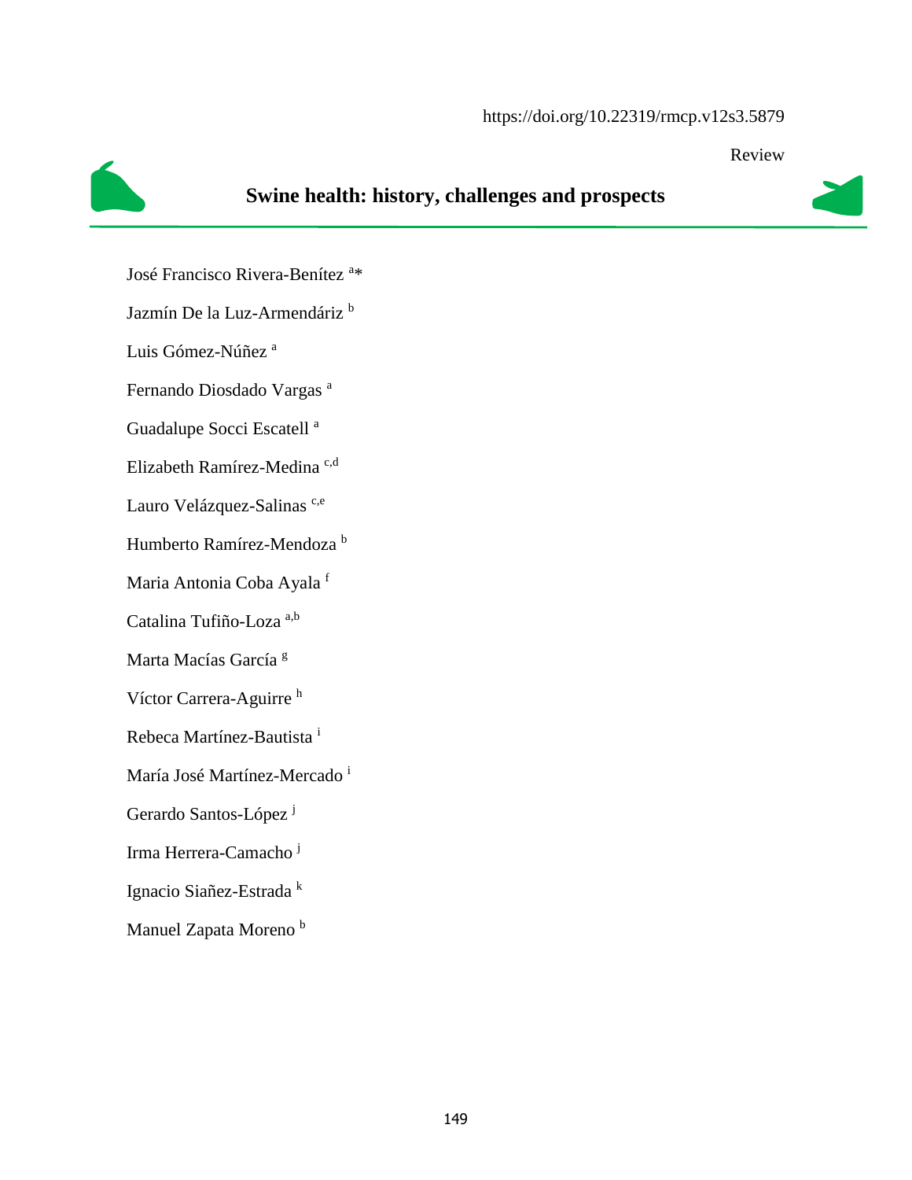https://doi.org/10.22319/rmcp.v12s3.5879

Review

# Swine health: history, challenges and prospects

José Francisco Rivera-Benítez [a]*

Jazmín De la Luz-Armendáriz [b]

Luis Gómez-Núñez [a]

Fernando Diosdado Vargas [a]

Guadalupe Socci Escatell [a]

Elizabeth Ramírez-Medina [c,d]

Lauro Velázquez-Salinas [c,e]

Humberto Ramírez-Mendoza [b]

Maria Antonia Coba Ayala [f]

Catalina Tufiño-Loza [a,b]

Marta Macías García [g]

Víctor Carrera-Aguirre [h]

Rebeca Martínez-Bautista [i]

María José Martínez-Mercado [i]

Gerardo Santos-López [j]

Irma Herrera-Camacho [j]

Ignacio Siañez-Estrada [k]

Manuel Zapata Moreno [b]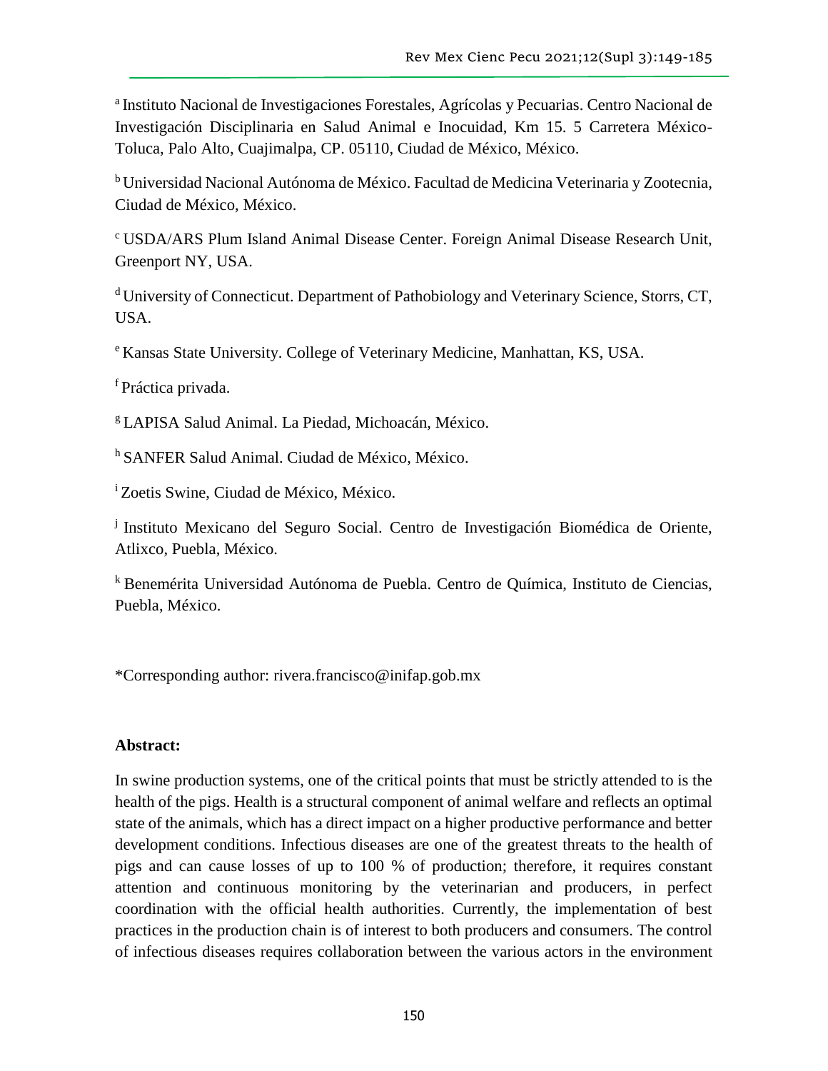[a] Instituto Nacional de Investigaciones Forestales, Agrícolas y Pecuarias. Centro Nacional de Investigación Disciplinaria en Salud Animal e Inocuidad, Km 15. 5 Carretera México-Toluca, Palo Alto, Cuajimalpa, CP. 05110, Ciudad de México, México.

[b] Universidad Nacional Autónoma de México. Facultad de Medicina Veterinaria y Zootecnia, Ciudad de México, México.

[c] USDA/ARS Plum Island Animal Disease Center. Foreign Animal Disease Research Unit, Greenport NY, USA.

[d] University of Connecticut. Department of Pathobiology and Veterinary Science, Storrs, CT, USA.

[e] Kansas State University. College of Veterinary Medicine, Manhattan, KS, USA.

[f] Práctica privada.

[g] LAPISA Salud Animal. La Piedad, Michoacán, México.

[h] SANFER Salud Animal. Ciudad de México, México.

[i] Zoetis Swine, Ciudad de México, México.

[j] Instituto Mexicano del Seguro Social. Centro de Investigación Biomédica de Oriente, Atlixco, Puebla, México.

[k] Benemérita Universidad Autónoma de Puebla. Centro de Química, Instituto de Ciencias, Puebla, México.

*Corresponding author: rivera.francisco@inifap.gob.mx

**Abstract:**

In swine production systems, one of the critical points that must be strictly attended to is the health of the pigs. Health is a structural component of animal welfare and reflects an optimal state of the animals, which has a direct impact on a higher productive performance and better development conditions. Infectious diseases are one of the greatest threats to the health of pigs and can cause losses of up to 100 % of production; therefore, it requires constant attention and continuous monitoring by the veterinarian and producers, in perfect coordination with the official health authorities. Currently, the implementation of best practices in the production chain is of interest to both producers and consumers. The control of infectious diseases requires collaboration between the various actors in the environment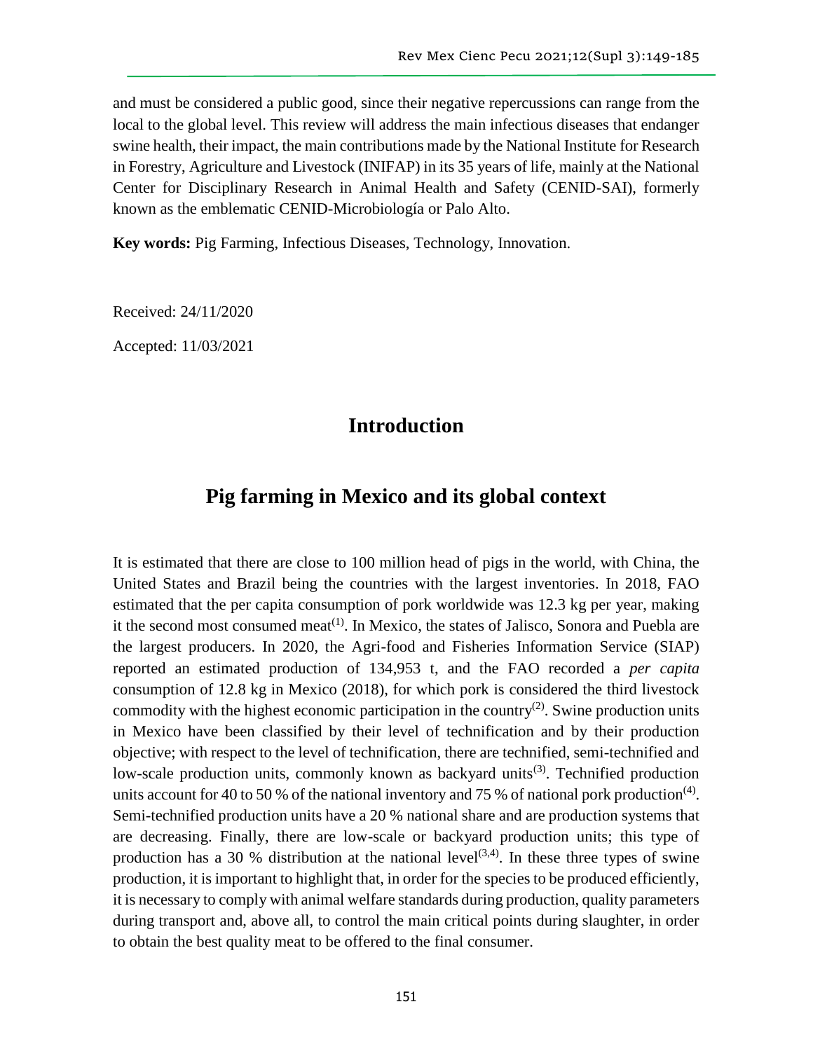and must be considered a public good, since their negative repercussions can range from the local to the global level. This review will address the main infectious diseases that endanger swine health, their impact, the main contributions made by the National Institute for Research in Forestry, Agriculture and Livestock (INIFAP) in its 35 years of life, mainly at the National Center for Disciplinary Research in Animal Health and Safety (CENID-SAI), formerly known as the emblematic CENID-Microbiología or Palo Alto.

**Key words:** Pig Farming, Infectious Diseases, Technology, Innovation.

Received: 24/11/2020

Accepted: 11/03/2021

# Introduction

## Pig farming in Mexico and its global context

It is estimated that there are close to 100 million head of pigs in the world, with China, the United States and Brazil being the countries with the largest inventories. In 2018, FAO estimated that the per capita consumption of pork worldwide was 12.3 kg per year, making it the second most consumed meat[1]. In Mexico, the states of Jalisco, Sonora and Puebla are the largest producers. In 2020, the Agri-food and Fisheries Information Service (SIAP) reported an estimated production of 134,953 t, and the FAO recorded a *per capita* consumption of 12.8 kg in Mexico (2018), for which pork is considered the third livestock commodity with the highest economic participation in the country[2]. Swine production units in Mexico have been classified by their level of technification and by their production objective; with respect to the level of technification, there are technified, semi-technified and low-scale production units, commonly known as backyard units[3]. Technified production units account for 40 to 50 % of the national inventory and 75 % of national pork production[4]. Semi-technified production units have a 20 % national share and are production systems that are decreasing. Finally, there are low-scale or backyard production units; this type of production has a 30 % distribution at the national level[3,4]. In these three types of swine production, it is important to highlight that, in order for the species to be produced efficiently, it is necessary to comply with animal welfare standards during production, quality parameters during transport and, above all, to control the main critical points during slaughter, in order to obtain the best quality meat to be offered to the final consumer.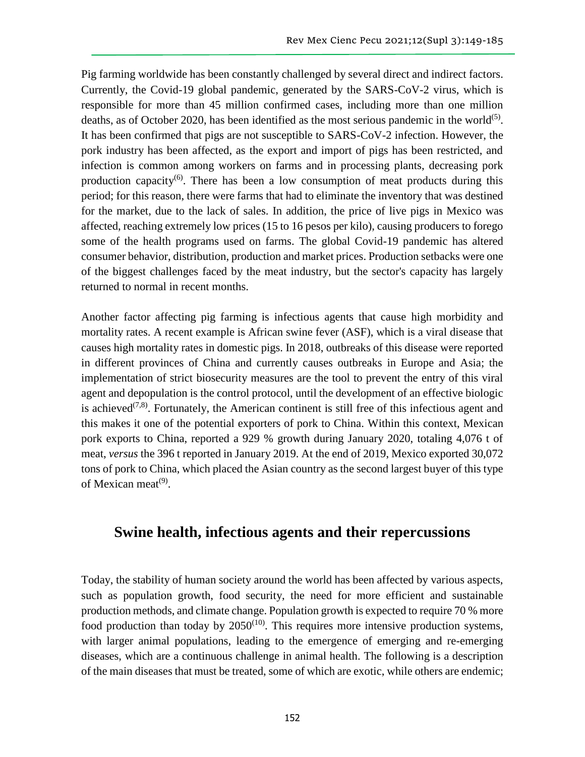Pig farming worldwide has been constantly challenged by several direct and indirect factors. Currently, the Covid-19 global pandemic, generated by the SARS-CoV-2 virus, which is responsible for more than 45 million confirmed cases, including more than one million deaths, as of October 2020, has been identified as the most serious pandemic in the world[5]. It has been confirmed that pigs are not susceptible to SARS-CoV-2 infection. However, the pork industry has been affected, as the export and import of pigs has been restricted, and infection is common among workers on farms and in processing plants, decreasing pork production capacity[6]. There has been a low consumption of meat products during this period; for this reason, there were farms that had to eliminate the inventory that was destined for the market, due to the lack of sales. In addition, the price of live pigs in Mexico was affected, reaching extremely low prices (15 to 16 pesos per kilo), causing producers to forego some of the health programs used on farms. The global Covid-19 pandemic has altered consumer behavior, distribution, production and market prices. Production setbacks were one of the biggest challenges faced by the meat industry, but the sector's capacity has largely returned to normal in recent months.

Another factor affecting pig farming is infectious agents that cause high morbidity and mortality rates. A recent example is African swine fever (ASF), which is a viral disease that causes high mortality rates in domestic pigs. In 2018, outbreaks of this disease were reported in different provinces of China and currently causes outbreaks in Europe and Asia; the implementation of strict biosecurity measures are the tool to prevent the entry of this viral agent and depopulation is the control protocol, until the development of an effective biologic is achieved[7,8]. Fortunately, the American continent is still free of this infectious agent and this makes it one of the potential exporters of pork to China. Within this context, Mexican pork exports to China, reported a 929 % growth during January 2020, totaling 4,076 t of meat, *versus* the 396 t reported in January 2019. At the end of 2019, Mexico exported 30,072 tons of pork to China, which placed the Asian country as the second largest buyer of this type of Mexican meat[9].

## Swine health, infectious agents and their repercussions

Today, the stability of human society around the world has been affected by various aspects, such as population growth, food security, the need for more efficient and sustainable production methods, and climate change. Population growth is expected to require 70 % more food production than today by 2050[10]. This requires more intensive production systems, with larger animal populations, leading to the emergence of emerging and re-emerging diseases, which are a continuous challenge in animal health. The following is a description of the main diseases that must be treated, some of which are exotic, while others are endemic;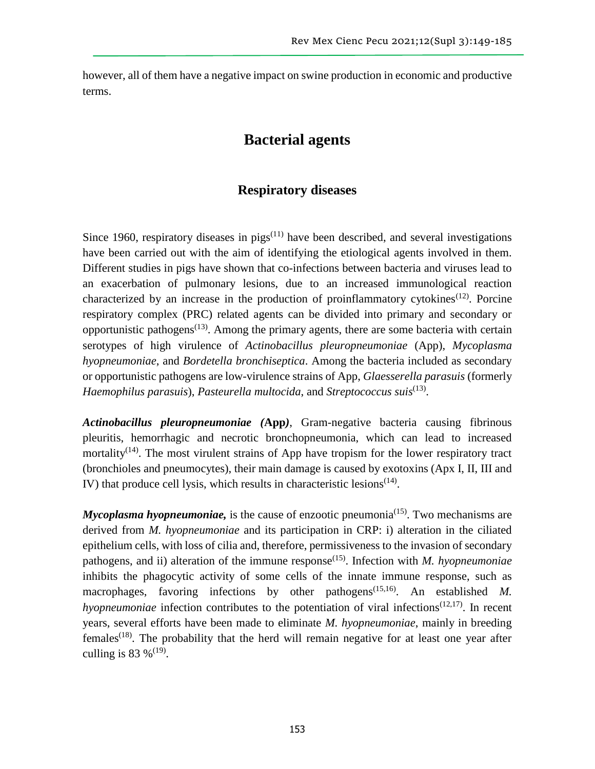however, all of them have a negative impact on swine production in economic and productive terms.

## Bacterial agents

### Respiratory diseases

Since 1960, respiratory diseases in pigs[11] have been described, and several investigations have been carried out with the aim of identifying the etiological agents involved in them. Different studies in pigs have shown that co-infections between bacteria and viruses lead to an exacerbation of pulmonary lesions, due to an increased immunological reaction characterized by an increase in the production of proinflammatory cytokines[12]. Porcine respiratory complex (PRC) related agents can be divided into primary and secondary or opportunistic pathogens[13]. Among the primary agents, there are some bacteria with certain serotypes of high virulence of *Actinobacillus pleuropneumoniae* (App), *Mycoplasma hyopneumoniae*, and *Bordetella bronchiseptica*. Among the bacteria included as secondary or opportunistic pathogens are low-virulence strains of App, *Glaesserella parasuis* (formerly *Haemophilus parasuis*), *Pasteurella multocida*, and *Streptococcus suis*[13].

***Actinobacillus pleuropneumoniae* (App)**, Gram-negative bacteria causing fibrinous pleuritis, hemorrhagic and necrotic bronchopneumonia, which can lead to increased mortality[14]. The most virulent strains of App have tropism for the lower respiratory tract (bronchioles and pneumocytes), their main damage is caused by exotoxins (Apx I, II, III and IV) that produce cell lysis, which results in characteristic lesions[14].

***Mycoplasma hyopneumoniae,*** is the cause of enzootic pneumonia[15]. Two mechanisms are derived from *M. hyopneumoniae* and its participation in CRP: i) alteration in the ciliated epithelium cells, with loss of cilia and, therefore, permissiveness to the invasion of secondary pathogens, and ii) alteration of the immune response[15]. Infection with *M. hyopneumoniae* inhibits the phagocytic activity of some cells of the innate immune response, such as macrophages, favoring infections by other pathogens[15,16]. An established *M. hyopneumoniae* infection contributes to the potentiation of viral infections[12,17]. In recent years, several efforts have been made to eliminate *M. hyopneumoniae*, mainly in breeding females[18]. The probability that the herd will remain negative for at least one year after culling is 83 %[19].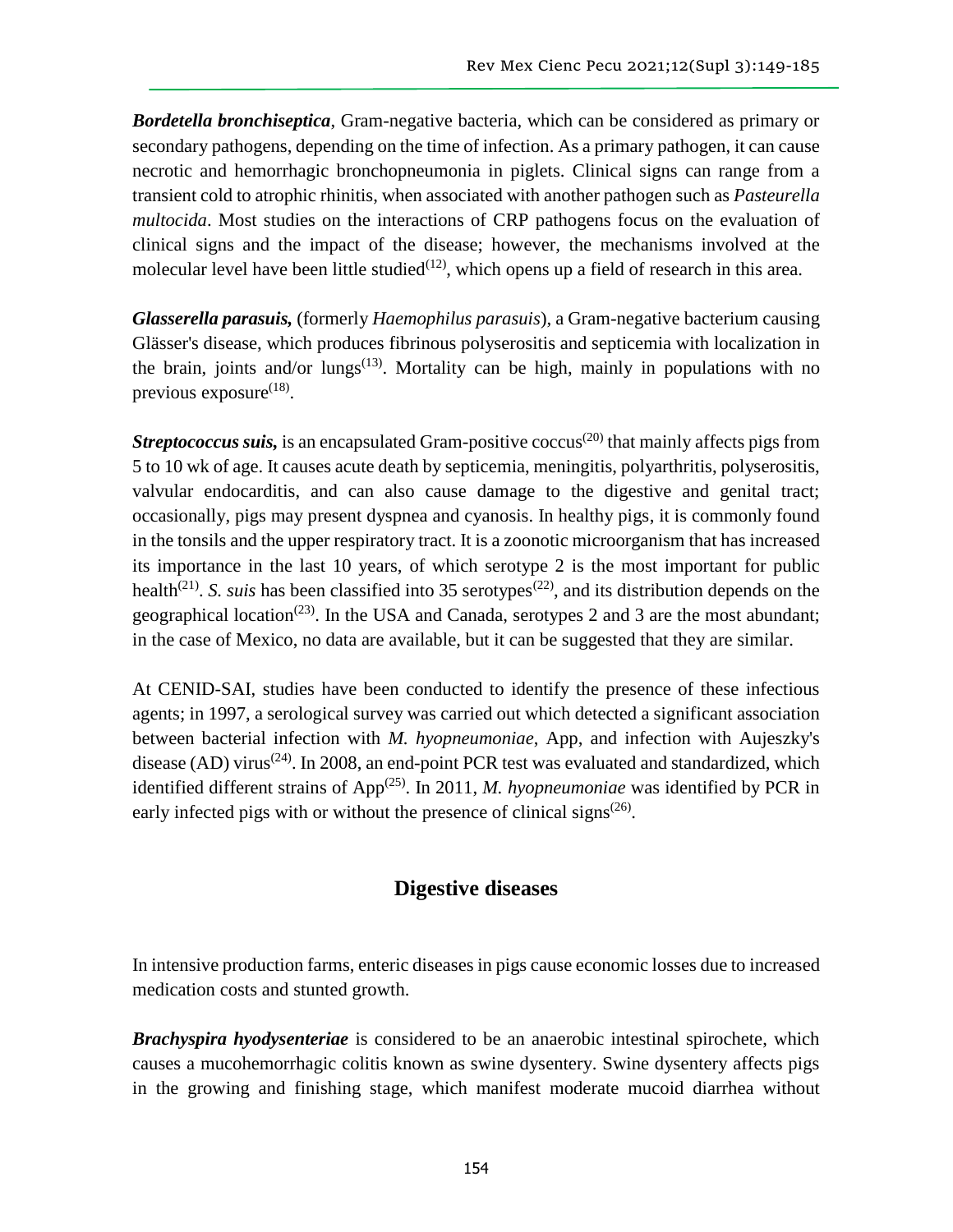***Bordetella bronchiseptica***, Gram-negative bacteria, which can be considered as primary or secondary pathogens, depending on the time of infection. As a primary pathogen, it can cause necrotic and hemorrhagic bronchopneumonia in piglets. Clinical signs can range from a transient cold to atrophic rhinitis, when associated with another pathogen such as *Pasteurella multocida*. Most studies on the interactions of CRP pathogens focus on the evaluation of clinical signs and the impact of the disease; however, the mechanisms involved at the molecular level have been little studied[12], which opens up a field of research in this area.

***Glasserella parasuis,*** (formerly *Haemophilus parasuis*), a Gram-negative bacterium causing Glässer's disease, which produces fibrinous polyserositis and septicemia with localization in the brain, joints and/or lungs[13]. Mortality can be high, mainly in populations with no previous exposure[18].

***Streptococcus suis,*** is an encapsulated Gram-positive coccus[20] that mainly affects pigs from 5 to 10 wk of age. It causes acute death by septicemia, meningitis, polyarthritis, polyserositis, valvular endocarditis, and can also cause damage to the digestive and genital tract; occasionally, pigs may present dyspnea and cyanosis. In healthy pigs, it is commonly found in the tonsils and the upper respiratory tract. It is a zoonotic microorganism that has increased its importance in the last 10 years, of which serotype 2 is the most important for public health[21]. *S. suis* has been classified into 35 serotypes[22], and its distribution depends on the geographical location[23]. In the USA and Canada, serotypes 2 and 3 are the most abundant; in the case of Mexico, no data are available, but it can be suggested that they are similar.

At CENID-SAI, studies have been conducted to identify the presence of these infectious agents; in 1997, a serological survey was carried out which detected a significant association between bacterial infection with *M. hyopneumoniae*, App, and infection with Aujeszky's disease (AD) virus[24]. In 2008, an end-point PCR test was evaluated and standardized, which identified different strains of App[25]. In 2011, *M. hyopneumoniae* was identified by PCR in early infected pigs with or without the presence of clinical signs[26].

## Digestive diseases

In intensive production farms, enteric diseases in pigs cause economic losses due to increased medication costs and stunted growth.

***Brachyspira hyodysenteriae*** is considered to be an anaerobic intestinal spirochete, which causes a mucohemorrhagic colitis known as swine dysentery. Swine dysentery affects pigs in the growing and finishing stage, which manifest moderate mucoid diarrhea without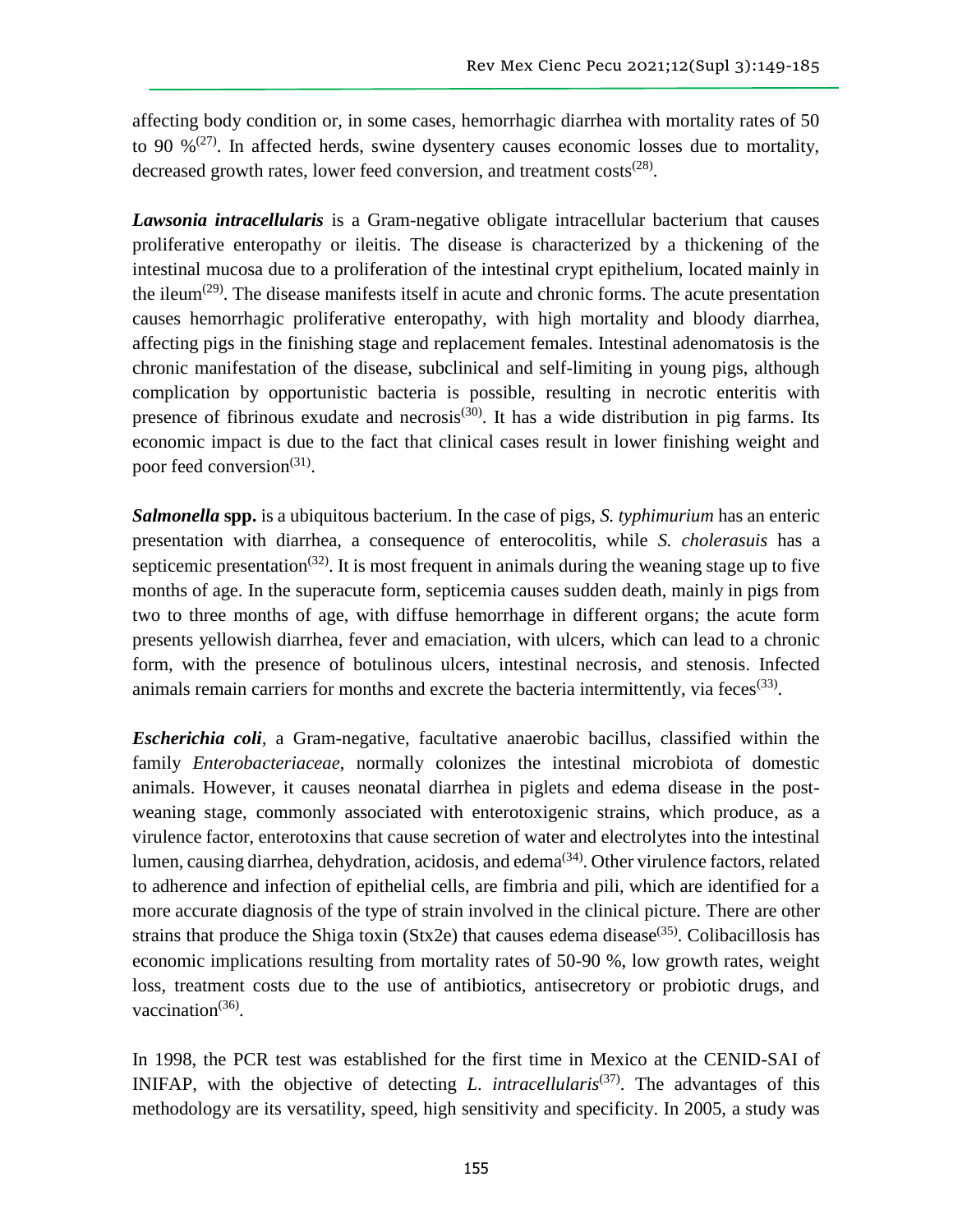affecting body condition or, in some cases, hemorrhagic diarrhea with mortality rates of 50 to 90 %[27]. In affected herds, swine dysentery causes economic losses due to mortality, decreased growth rates, lower feed conversion, and treatment costs[28].

***Lawsonia intracellularis*** is a Gram-negative obligate intracellular bacterium that causes proliferative enteropathy or ileitis. The disease is characterized by a thickening of the intestinal mucosa due to a proliferation of the intestinal crypt epithelium, located mainly in the ileum[29]. The disease manifests itself in acute and chronic forms. The acute presentation causes hemorrhagic proliferative enteropathy, with high mortality and bloody diarrhea, affecting pigs in the finishing stage and replacement females. Intestinal adenomatosis is the chronic manifestation of the disease, subclinical and self-limiting in young pigs, although complication by opportunistic bacteria is possible, resulting in necrotic enteritis with presence of fibrinous exudate and necrosis[30]. It has a wide distribution in pig farms. Its economic impact is due to the fact that clinical cases result in lower finishing weight and poor feed conversion[31].

***Salmonella* spp.** is a ubiquitous bacterium. In the case of pigs, *S. typhimurium* has an enteric presentation with diarrhea, a consequence of enterocolitis, while *S. cholerasuis* has a septicemic presentation[32]. It is most frequent in animals during the weaning stage up to five months of age. In the superacute form, septicemia causes sudden death, mainly in pigs from two to three months of age, with diffuse hemorrhage in different organs; the acute form presents yellowish diarrhea, fever and emaciation, with ulcers, which can lead to a chronic form, with the presence of botulinous ulcers, intestinal necrosis, and stenosis. Infected animals remain carriers for months and excrete the bacteria intermittently, via feces[33].

***Escherichia coli***, a Gram-negative, facultative anaerobic bacillus, classified within the family *Enterobacteriaceae*, normally colonizes the intestinal microbiota of domestic animals. However, it causes neonatal diarrhea in piglets and edema disease in the post-weaning stage, commonly associated with enterotoxigenic strains, which produce, as a virulence factor, enterotoxins that cause secretion of water and electrolytes into the intestinal lumen, causing diarrhea, dehydration, acidosis, and edema[34]. Other virulence factors, related to adherence and infection of epithelial cells, are fimbria and pili, which are identified for a more accurate diagnosis of the type of strain involved in the clinical picture. There are other strains that produce the Shiga toxin (Stx2e) that causes edema disease[35]. Colibacillosis has economic implications resulting from mortality rates of 50-90 %, low growth rates, weight loss, treatment costs due to the use of antibiotics, antisecretory or probiotic drugs, and vaccination[36].

In 1998, the PCR test was established for the first time in Mexico at the CENID-SAI of INIFAP, with the objective of detecting *L. intracellularis*[37]. The advantages of this methodology are its versatility, speed, high sensitivity and specificity. In 2005, a study was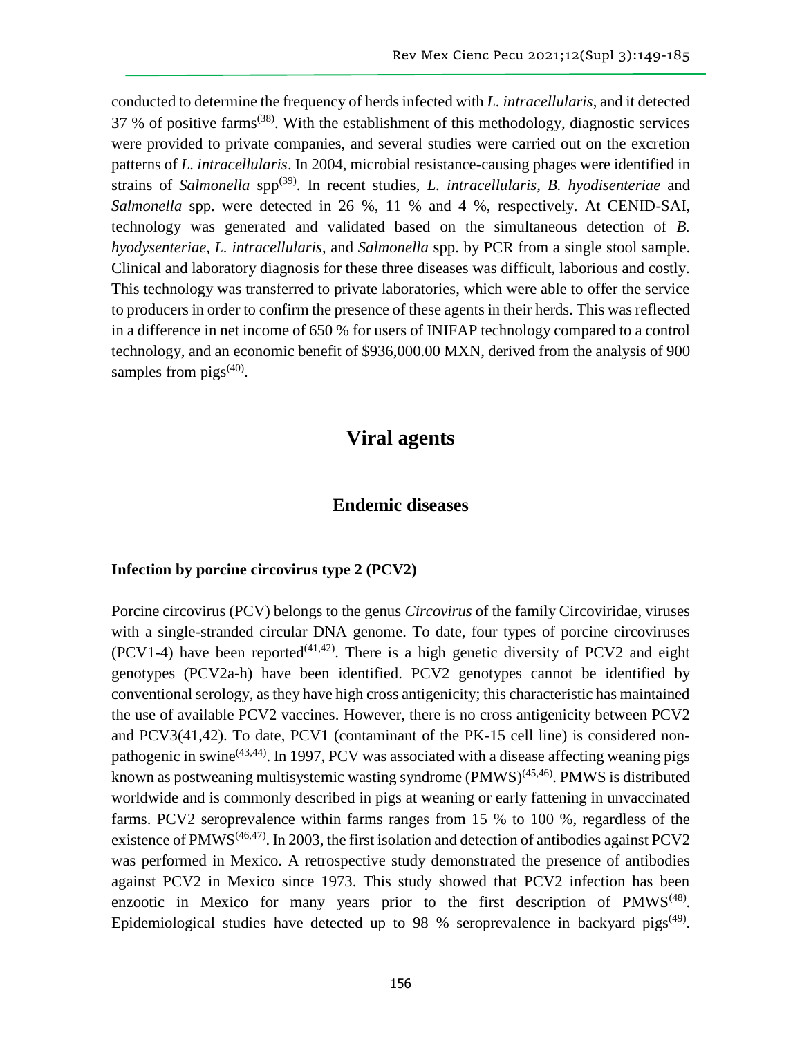conducted to determine the frequency of herds infected with *L. intracellularis*, and it detected 37 % of positive farms[38]. With the establishment of this methodology, diagnostic services were provided to private companies, and several studies were carried out on the excretion patterns of *L. intracellularis*. In 2004, microbial resistance-causing phages were identified in strains of *Salmonella* spp[39]. In recent studies, *L. intracellularis*, *B. hyodisenteriae* and *Salmonella* spp. were detected in 26 %, 11 % and 4 %, respectively. At CENID-SAI, technology was generated and validated based on the simultaneous detection of *B. hyodysenteriae*, *L. intracellularis*, and *Salmonella* spp. by PCR from a single stool sample. Clinical and laboratory diagnosis for these three diseases was difficult, laborious and costly. This technology was transferred to private laboratories, which were able to offer the service to producers in order to confirm the presence of these agents in their herds. This was reflected in a difference in net income of 650 % for users of INIFAP technology compared to a control technology, and an economic benefit of $936,000.00 MXN, derived from the analysis of 900 samples from pigs[40].

# Viral agents

## Endemic diseases

### Infection by porcine circovirus type 2 (PCV2)

Porcine circovirus (PCV) belongs to the genus *Circovirus* of the family Circoviridae, viruses with a single-stranded circular DNA genome. To date, four types of porcine circoviruses (PCV1-4) have been reported[41,42]. There is a high genetic diversity of PCV2 and eight genotypes (PCV2a-h) have been identified. PCV2 genotypes cannot be identified by conventional serology, as they have high cross antigenicity; this characteristic has maintained the use of available PCV2 vaccines. However, there is no cross antigenicity between PCV2 and PCV3(41,42). To date, PCV1 (contaminant of the PK-15 cell line) is considered non-pathogenic in swine[43,44]. In 1997, PCV was associated with a disease affecting weaning pigs known as postweaning multisystemic wasting syndrome (PMWS)[45,46]. PMWS is distributed worldwide and is commonly described in pigs at weaning or early fattening in unvaccinated farms. PCV2 seroprevalence within farms ranges from 15 % to 100 %, regardless of the existence of PMWS[46,47]. In 2003, the first isolation and detection of antibodies against PCV2 was performed in Mexico. A retrospective study demonstrated the presence of antibodies against PCV2 in Mexico since 1973. This study showed that PCV2 infection has been enzootic in Mexico for many years prior to the first description of PMWS[48]. Epidemiological studies have detected up to 98 % seroprevalence in backyard pigs[49].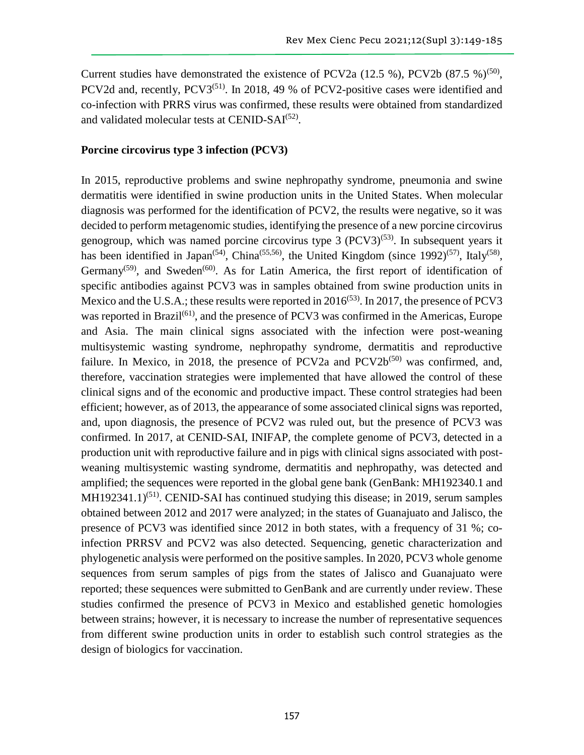Current studies have demonstrated the existence of PCV2a (12.5 %), PCV2b (87.5 %)[50], PCV2d and, recently, PCV3[51]. In 2018, 49 % of PCV2-positive cases were identified and co-infection with PRRS virus was confirmed, these results were obtained from standardized and validated molecular tests at CENID-SAI[52].

## Porcine circovirus type 3 infection (PCV3)

In 2015, reproductive problems and swine nephropathy syndrome, pneumonia and swine dermatitis were identified in swine production units in the United States. When molecular diagnosis was performed for the identification of PCV2, the results were negative, so it was decided to perform metagenomic studies, identifying the presence of a new porcine circovirus genogroup, which was named porcine circovirus type 3 (PCV3)[53]. In subsequent years it has been identified in Japan[54], China[55,56], the United Kingdom (since 1992)[57], Italy[58], Germany[59], and Sweden[60]. As for Latin America, the first report of identification of specific antibodies against PCV3 was in samples obtained from swine production units in Mexico and the U.S.A.; these results were reported in 2016[53]. In 2017, the presence of PCV3 was reported in Brazil[61], and the presence of PCV3 was confirmed in the Americas, Europe and Asia. The main clinical signs associated with the infection were post-weaning multisystemic wasting syndrome, nephropathy syndrome, dermatitis and reproductive failure. In Mexico, in 2018, the presence of PCV2a and PCV2b[50] was confirmed, and, therefore, vaccination strategies were implemented that have allowed the control of these clinical signs and of the economic and productive impact. These control strategies had been efficient; however, as of 2013, the appearance of some associated clinical signs was reported, and, upon diagnosis, the presence of PCV2 was ruled out, but the presence of PCV3 was confirmed. In 2017, at CENID-SAI, INIFAP, the complete genome of PCV3, detected in a production unit with reproductive failure and in pigs with clinical signs associated with post-weaning multisystemic wasting syndrome, dermatitis and nephropathy, was detected and amplified; the sequences were reported in the global gene bank (GenBank: MH192340.1 and MH192341.1)[51]. CENID-SAI has continued studying this disease; in 2019, serum samples obtained between 2012 and 2017 were analyzed; in the states of Guanajuato and Jalisco, the presence of PCV3 was identified since 2012 in both states, with a frequency of 31 %; co-infection PRRSV and PCV2 was also detected. Sequencing, genetic characterization and phylogenetic analysis were performed on the positive samples. In 2020, PCV3 whole genome sequences from serum samples of pigs from the states of Jalisco and Guanajuato were reported; these sequences were submitted to GenBank and are currently under review. These studies confirmed the presence of PCV3 in Mexico and established genetic homologies between strains; however, it is necessary to increase the number of representative sequences from different swine production units in order to establish such control strategies as the design of biologics for vaccination.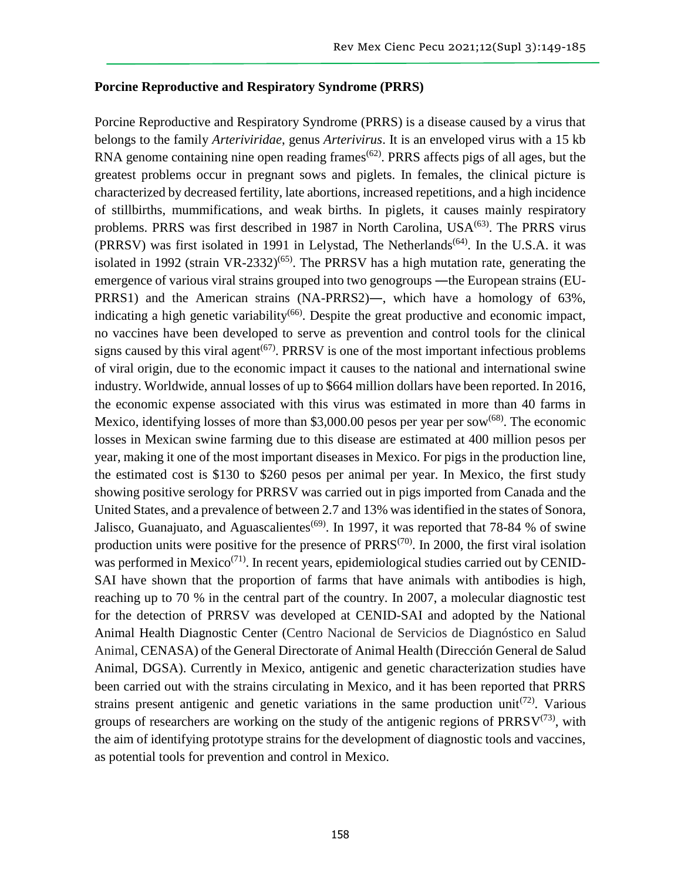## Porcine Reproductive and Respiratory Syndrome (PRRS)

Porcine Reproductive and Respiratory Syndrome (PRRS) is a disease caused by a virus that belongs to the family *Arteriviridae*, genus *Arterivirus*. It is an enveloped virus with a 15 kb RNA genome containing nine open reading frames[62]. PRRS affects pigs of all ages, but the greatest problems occur in pregnant sows and piglets. In females, the clinical picture is characterized by decreased fertility, late abortions, increased repetitions, and a high incidence of stillbirths, mummifications, and weak births. In piglets, it causes mainly respiratory problems. PRRS was first described in 1987 in North Carolina, USA[63]. The PRRS virus (PRRSV) was first isolated in 1991 in Lelystad, The Netherlands[64]. In the U.S.A. it was isolated in 1992 (strain VR-2332)[65]. The PRRSV has a high mutation rate, generating the emergence of various viral strains grouped into two genogroups ―the European strains (EU-PRRS1) and the American strains (NA-PRRS2)―, which have a homology of 63%, indicating a high genetic variability[66]. Despite the great productive and economic impact, no vaccines have been developed to serve as prevention and control tools for the clinical signs caused by this viral agent[67]. PRRSV is one of the most important infectious problems of viral origin, due to the economic impact it causes to the national and international swine industry. Worldwide, annual losses of up to $664 million dollars have been reported. In 2016, the economic expense associated with this virus was estimated in more than 40 farms in Mexico, identifying losses of more than $3,000.00 pesos per year per sow[68]. The economic losses in Mexican swine farming due to this disease are estimated at 400 million pesos per year, making it one of the most important diseases in Mexico. For pigs in the production line, the estimated cost is $130 to $260 pesos per animal per year. In Mexico, the first study showing positive serology for PRRSV was carried out in pigs imported from Canada and the United States, and a prevalence of between 2.7 and 13% was identified in the states of Sonora, Jalisco, Guanajuato, and Aguascalientes[69]. In 1997, it was reported that 78-84 % of swine production units were positive for the presence of PRRS[70]. In 2000, the first viral isolation was performed in Mexico[71]. In recent years, epidemiological studies carried out by CENID-SAI have shown that the proportion of farms that have animals with antibodies is high, reaching up to 70 % in the central part of the country. In 2007, a molecular diagnostic test for the detection of PRRSV was developed at CENID-SAI and adopted by the National Animal Health Diagnostic Center (Centro Nacional de Servicios de Diagnóstico en Salud Animal, CENASA) of the General Directorate of Animal Health (Dirección General de Salud Animal, DGSA). Currently in Mexico, antigenic and genetic characterization studies have been carried out with the strains circulating in Mexico, and it has been reported that PRRS strains present antigenic and genetic variations in the same production unit[72]. Various groups of researchers are working on the study of the antigenic regions of PRRSV[73], with the aim of identifying prototype strains for the development of diagnostic tools and vaccines, as potential tools for prevention and control in Mexico.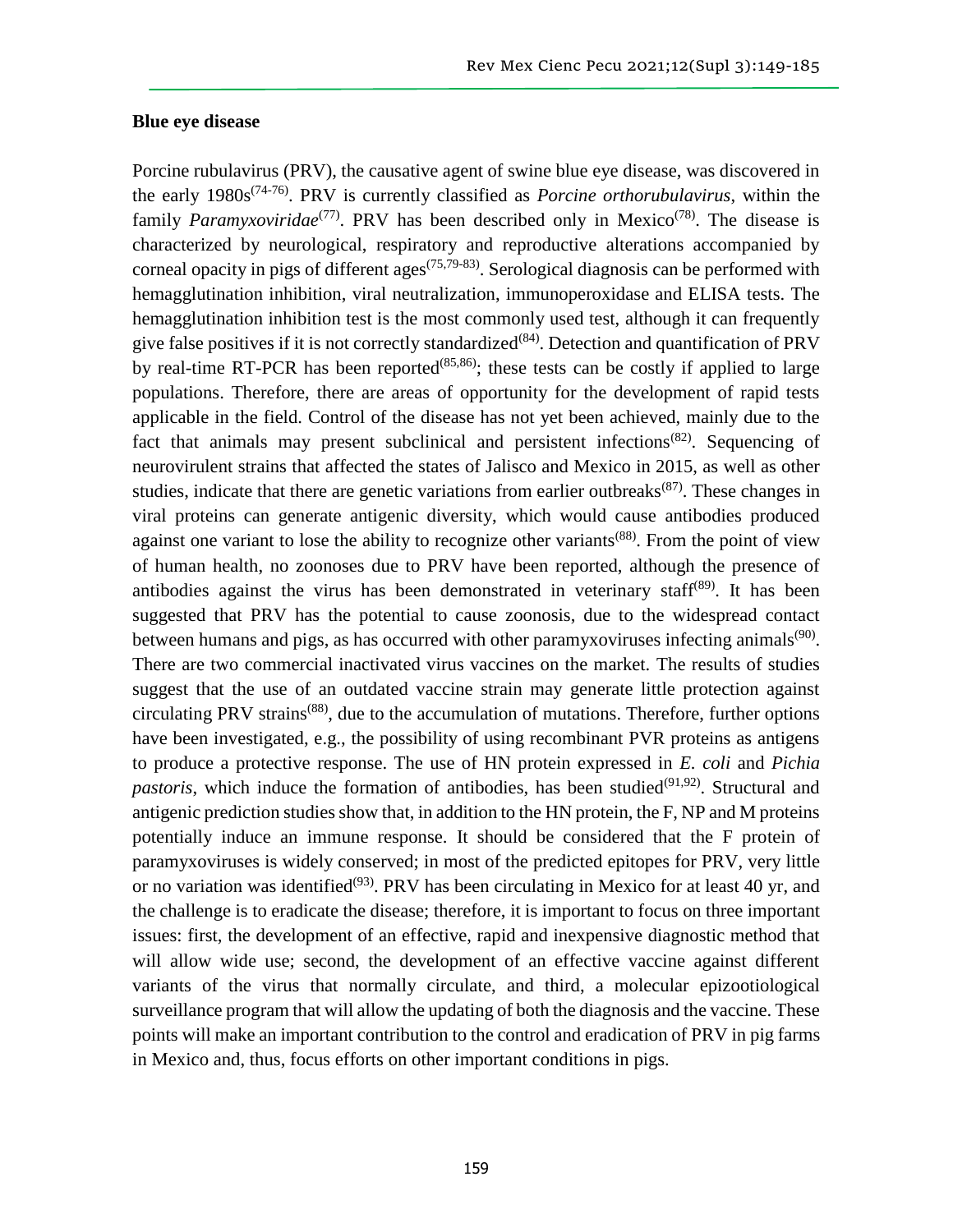**Blue eye disease**

Porcine rubulavirus (PRV), the causative agent of swine blue eye disease, was discovered in the early 1980s[74-76]. PRV is currently classified as *Porcine orthorubulavirus*, within the family *Paramyxoviridae*[77]. PRV has been described only in Mexico[78]. The disease is characterized by neurological, respiratory and reproductive alterations accompanied by corneal opacity in pigs of different ages[75,79-83]. Serological diagnosis can be performed with hemagglutination inhibition, viral neutralization, immunoperoxidase and ELISA tests. The hemagglutination inhibition test is the most commonly used test, although it can frequently give false positives if it is not correctly standardized[84]. Detection and quantification of PRV by real-time RT-PCR has been reported[85,86]; these tests can be costly if applied to large populations. Therefore, there are areas of opportunity for the development of rapid tests applicable in the field. Control of the disease has not yet been achieved, mainly due to the fact that animals may present subclinical and persistent infections[82]. Sequencing of neurovirulent strains that affected the states of Jalisco and Mexico in 2015, as well as other studies, indicate that there are genetic variations from earlier outbreaks[87]. These changes in viral proteins can generate antigenic diversity, which would cause antibodies produced against one variant to lose the ability to recognize other variants[88]. From the point of view of human health, no zoonoses due to PRV have been reported, although the presence of antibodies against the virus has been demonstrated in veterinary staff[89]. It has been suggested that PRV has the potential to cause zoonosis, due to the widespread contact between humans and pigs, as has occurred with other paramyxoviruses infecting animals[90]. There are two commercial inactivated virus vaccines on the market. The results of studies suggest that the use of an outdated vaccine strain may generate little protection against circulating PRV strains[88], due to the accumulation of mutations. Therefore, further options have been investigated, e.g., the possibility of using recombinant PVR proteins as antigens to produce a protective response. The use of HN protein expressed in *E. coli* and *Pichia pastoris*, which induce the formation of antibodies, has been studied[91,92]. Structural and antigenic prediction studies show that, in addition to the HN protein, the F, NP and M proteins potentially induce an immune response. It should be considered that the F protein of paramyxoviruses is widely conserved; in most of the predicted epitopes for PRV, very little or no variation was identified[93]. PRV has been circulating in Mexico for at least 40 yr, and the challenge is to eradicate the disease; therefore, it is important to focus on three important issues: first, the development of an effective, rapid and inexpensive diagnostic method that will allow wide use; second, the development of an effective vaccine against different variants of the virus that normally circulate, and third, a molecular epizootiological surveillance program that will allow the updating of both the diagnosis and the vaccine. These points will make an important contribution to the control and eradication of PRV in pig farms in Mexico and, thus, focus efforts on other important conditions in pigs.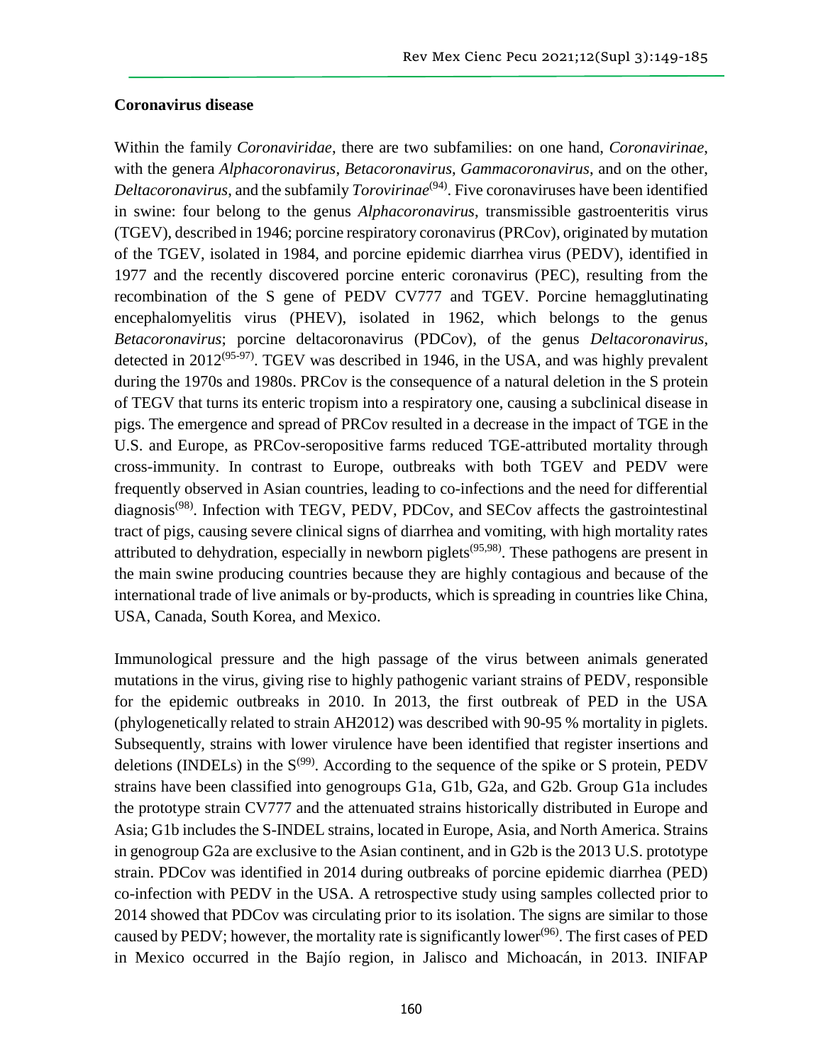**Coronavirus disease**

Within the family *Coronaviridae*, there are two subfamilies: on one hand, *Coronavirinae*, with the genera *Alphacoronavirus*, *Betacoronavirus*, *Gammacoronavirus*, and on the other, *Deltacoronavirus*, and the subfamily *Torovirinae*[94]. Five coronaviruses have been identified in swine: four belong to the genus *Alphacoronavirus*, transmissible gastroenteritis virus (TGEV), described in 1946; porcine respiratory coronavirus (PRCov), originated by mutation of the TGEV, isolated in 1984, and porcine epidemic diarrhea virus (PEDV), identified in 1977 and the recently discovered porcine enteric coronavirus (PEC), resulting from the recombination of the S gene of PEDV CV777 and TGEV. Porcine hemagglutinating encephalomyelitis virus (PHEV), isolated in 1962, which belongs to the genus *Betacoronavirus*; porcine deltacoronavirus (PDCov), of the genus *Deltacoronavirus*, detected in 2012[95-97]. TGEV was described in 1946, in the USA, and was highly prevalent during the 1970s and 1980s. PRCov is the consequence of a natural deletion in the S protein of TEGV that turns its enteric tropism into a respiratory one, causing a subclinical disease in pigs. The emergence and spread of PRCov resulted in a decrease in the impact of TGE in the U.S. and Europe, as PRCov-seropositive farms reduced TGE-attributed mortality through cross-immunity. In contrast to Europe, outbreaks with both TGEV and PEDV were frequently observed in Asian countries, leading to co-infections and the need for differential diagnosis[98]. Infection with TEGV, PEDV, PDCov, and SECov affects the gastrointestinal tract of pigs, causing severe clinical signs of diarrhea and vomiting, with high mortality rates attributed to dehydration, especially in newborn piglets[95,98]. These pathogens are present in the main swine producing countries because they are highly contagious and because of the international trade of live animals or by-products, which is spreading in countries like China, USA, Canada, South Korea, and Mexico.

Immunological pressure and the high passage of the virus between animals generated mutations in the virus, giving rise to highly pathogenic variant strains of PEDV, responsible for the epidemic outbreaks in 2010. In 2013, the first outbreak of PED in the USA (phylogenetically related to strain AH2012) was described with 90-95 % mortality in piglets. Subsequently, strains with lower virulence have been identified that register insertions and deletions (INDELs) in the S[99]. According to the sequence of the spike or S protein, PEDV strains have been classified into genogroups G1a, G1b, G2a, and G2b. Group G1a includes the prototype strain CV777 and the attenuated strains historically distributed in Europe and Asia; G1b includes the S-INDEL strains, located in Europe, Asia, and North America. Strains in genogroup G2a are exclusive to the Asian continent, and in G2b is the 2013 U.S. prototype strain. PDCov was identified in 2014 during outbreaks of porcine epidemic diarrhea (PED) co-infection with PEDV in the USA. A retrospective study using samples collected prior to 2014 showed that PDCov was circulating prior to its isolation. The signs are similar to those caused by PEDV; however, the mortality rate is significantly lower[96]. The first cases of PED in Mexico occurred in the Bajío region, in Jalisco and Michoacán, in 2013. INIFAP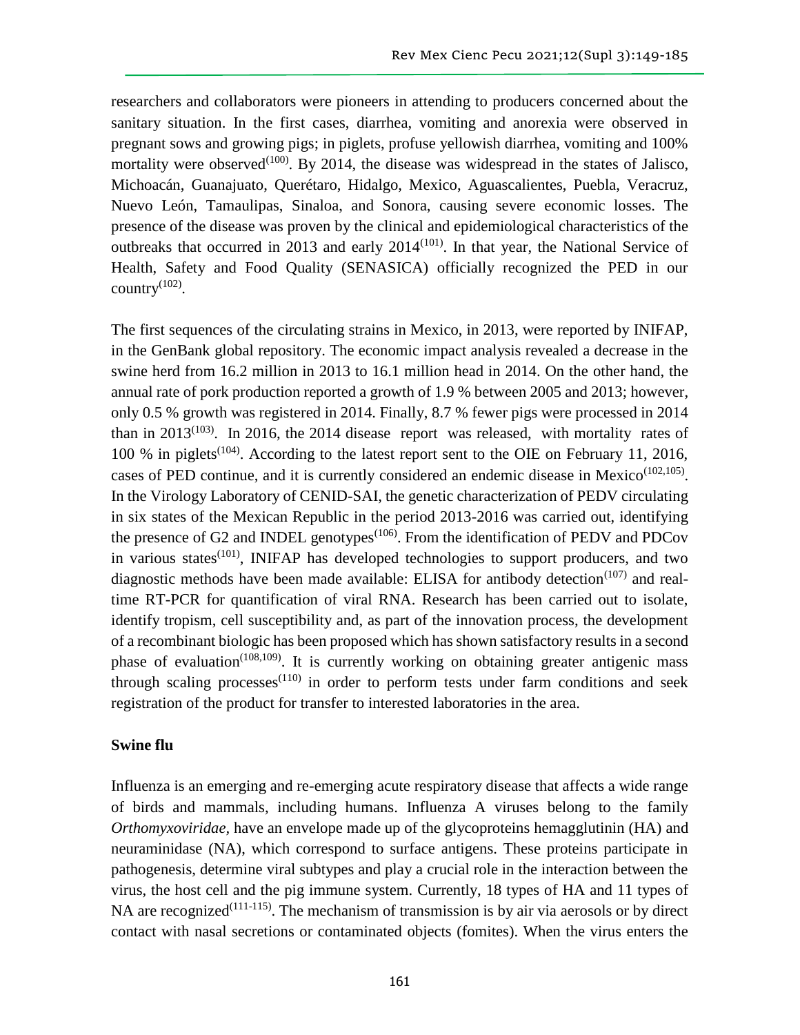researchers and collaborators were pioneers in attending to producers concerned about the sanitary situation. In the first cases, diarrhea, vomiting and anorexia were observed in pregnant sows and growing pigs; in piglets, profuse yellowish diarrhea, vomiting and 100% mortality were observed[100]. By 2014, the disease was widespread in the states of Jalisco, Michoacán, Guanajuato, Querétaro, Hidalgo, Mexico, Aguascalientes, Puebla, Veracruz, Nuevo León, Tamaulipas, Sinaloa, and Sonora, causing severe economic losses. The presence of the disease was proven by the clinical and epidemiological characteristics of the outbreaks that occurred in 2013 and early 2014[101]. In that year, the National Service of Health, Safety and Food Quality (SENASICA) officially recognized the PED in our country[102].

The first sequences of the circulating strains in Mexico, in 2013, were reported by INIFAP, in the GenBank global repository. The economic impact analysis revealed a decrease in the swine herd from 16.2 million in 2013 to 16.1 million head in 2014. On the other hand, the annual rate of pork production reported a growth of 1.9 % between 2005 and 2013; however, only 0.5 % growth was registered in 2014. Finally, 8.7 % fewer pigs were processed in 2014 than in 2013[103]. In 2016, the 2014 disease report was released, with mortality rates of 100 % in piglets[104]. According to the latest report sent to the OIE on February 11, 2016, cases of PED continue, and it is currently considered an endemic disease in Mexico[102,105]. In the Virology Laboratory of CENID-SAI, the genetic characterization of PEDV circulating in six states of the Mexican Republic in the period 2013-2016 was carried out, identifying the presence of G2 and INDEL genotypes[106]. From the identification of PEDV and PDCov in various states[101], INIFAP has developed technologies to support producers, and two diagnostic methods have been made available: ELISA for antibody detection[107] and real-time RT-PCR for quantification of viral RNA. Research has been carried out to isolate, identify tropism, cell susceptibility and, as part of the innovation process, the development of a recombinant biologic has been proposed which has shown satisfactory results in a second phase of evaluation[108,109]. It is currently working on obtaining greater antigenic mass through scaling processes[110] in order to perform tests under farm conditions and seek registration of the product for transfer to interested laboratories in the area.

## Swine flu

Influenza is an emerging and re-emerging acute respiratory disease that affects a wide range of birds and mammals, including humans. Influenza A viruses belong to the family *Orthomyxoviridae*, have an envelope made up of the glycoproteins hemagglutinin (HA) and neuraminidase (NA), which correspond to surface antigens. These proteins participate in pathogenesis, determine viral subtypes and play a crucial role in the interaction between the virus, the host cell and the pig immune system. Currently, 18 types of HA and 11 types of NA are recognized[111-115]. The mechanism of transmission is by air via aerosols or by direct contact with nasal secretions or contaminated objects (fomites). When the virus enters the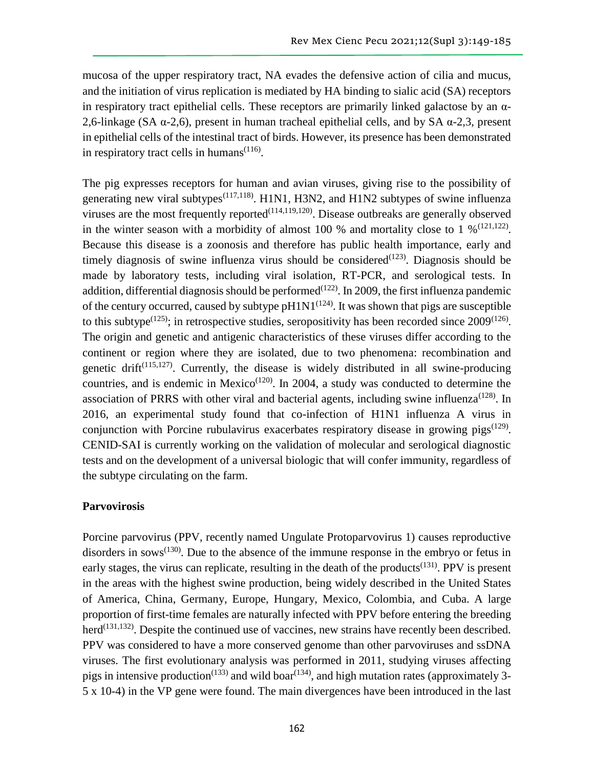mucosa of the upper respiratory tract, NA evades the defensive action of cilia and mucus, and the initiation of virus replication is mediated by HA binding to sialic acid (SA) receptors in respiratory tract epithelial cells. These receptors are primarily linked galactose by an α-2,6-linkage (SA α-2,6), present in human tracheal epithelial cells, and by SA α-2,3, present in epithelial cells of the intestinal tract of birds. However, its presence has been demonstrated in respiratory tract cells in humans[116].

The pig expresses receptors for human and avian viruses, giving rise to the possibility of generating new viral subtypes[117,118]. H1N1, H3N2, and H1N2 subtypes of swine influenza viruses are the most frequently reported[114,119,120]. Disease outbreaks are generally observed in the winter season with a morbidity of almost 100 % and mortality close to 1 %[121,122]. Because this disease is a zoonosis and therefore has public health importance, early and timely diagnosis of swine influenza virus should be considered[123]. Diagnosis should be made by laboratory tests, including viral isolation, RT-PCR, and serological tests. In addition, differential diagnosis should be performed[122]. In 2009, the first influenza pandemic of the century occurred, caused by subtype pH1N1[124]. It was shown that pigs are susceptible to this subtype[125]; in retrospective studies, seropositivity has been recorded since 2009[126]. The origin and genetic and antigenic characteristics of these viruses differ according to the continent or region where they are isolated, due to two phenomena: recombination and genetic drift[115,127]. Currently, the disease is widely distributed in all swine-producing countries, and is endemic in Mexico[120]. In 2004, a study was conducted to determine the association of PRRS with other viral and bacterial agents, including swine influenza[128]. In 2016, an experimental study found that co-infection of H1N1 influenza A virus in conjunction with Porcine rubulavirus exacerbates respiratory disease in growing pigs[129]. CENID-SAI is currently working on the validation of molecular and serological diagnostic tests and on the development of a universal biologic that will confer immunity, regardless of the subtype circulating on the farm.

**Parvovirosis**

Porcine parvovirus (PPV, recently named Ungulate Protoparvovirus 1) causes reproductive disorders in sows[130]. Due to the absence of the immune response in the embryo or fetus in early stages, the virus can replicate, resulting in the death of the products[131]. PPV is present in the areas with the highest swine production, being widely described in the United States of America, China, Germany, Europe, Hungary, Mexico, Colombia, and Cuba. A large proportion of first-time females are naturally infected with PPV before entering the breeding herd[131,132]. Despite the continued use of vaccines, new strains have recently been described. PPV was considered to have a more conserved genome than other parvoviruses and ssDNA viruses. The first evolutionary analysis was performed in 2011, studying viruses affecting pigs in intensive production[133] and wild boar[134], and high mutation rates (approximately 3-5 x 10-4) in the VP gene were found. The main divergences have been introduced in the last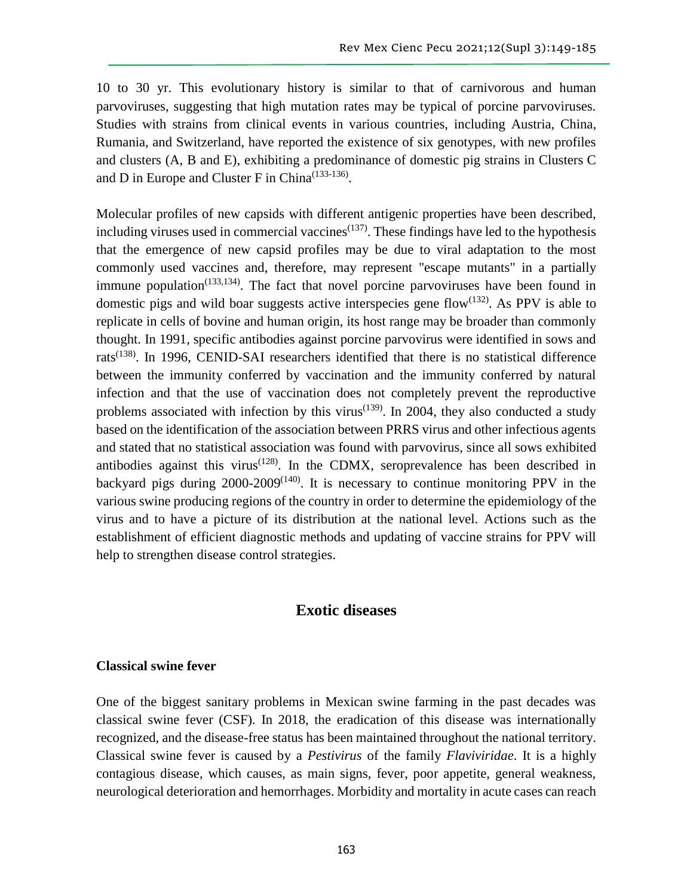10 to 30 yr. This evolutionary history is similar to that of carnivorous and human parvoviruses, suggesting that high mutation rates may be typical of porcine parvoviruses. Studies with strains from clinical events in various countries, including Austria, China, Rumania, and Switzerland, have reported the existence of six genotypes, with new profiles and clusters (A, B and E), exhibiting a predominance of domestic pig strains in Clusters C and D in Europe and Cluster F in China[133-136].

Molecular profiles of new capsids with different antigenic properties have been described, including viruses used in commercial vaccines[137]. These findings have led to the hypothesis that the emergence of new capsid profiles may be due to viral adaptation to the most commonly used vaccines and, therefore, may represent "escape mutants" in a partially immune population[133,134]. The fact that novel porcine parvoviruses have been found in domestic pigs and wild boar suggests active interspecies gene flow[132]. As PPV is able to replicate in cells of bovine and human origin, its host range may be broader than commonly thought. In 1991, specific antibodies against porcine parvovirus were identified in sows and rats[138]. In 1996, CENID-SAI researchers identified that there is no statistical difference between the immunity conferred by vaccination and the immunity conferred by natural infection and that the use of vaccination does not completely prevent the reproductive problems associated with infection by this virus[139]. In 2004, they also conducted a study based on the identification of the association between PRRS virus and other infectious agents and stated that no statistical association was found with parvovirus, since all sows exhibited antibodies against this virus[128]. In the CDMX, seroprevalence has been described in backyard pigs during 2000-2009[140]. It is necessary to continue monitoring PPV in the various swine producing regions of the country in order to determine the epidemiology of the virus and to have a picture of its distribution at the national level. Actions such as the establishment of efficient diagnostic methods and updating of vaccine strains for PPV will help to strengthen disease control strategies.

## Exotic diseases

### Classical swine fever

One of the biggest sanitary problems in Mexican swine farming in the past decades was classical swine fever (CSF). In 2018, the eradication of this disease was internationally recognized, and the disease-free status has been maintained throughout the national territory. Classical swine fever is caused by a *Pestivirus* of the family *Flaviviridae*. It is a highly contagious disease, which causes, as main signs, fever, poor appetite, general weakness, neurological deterioration and hemorrhages. Morbidity and mortality in acute cases can reach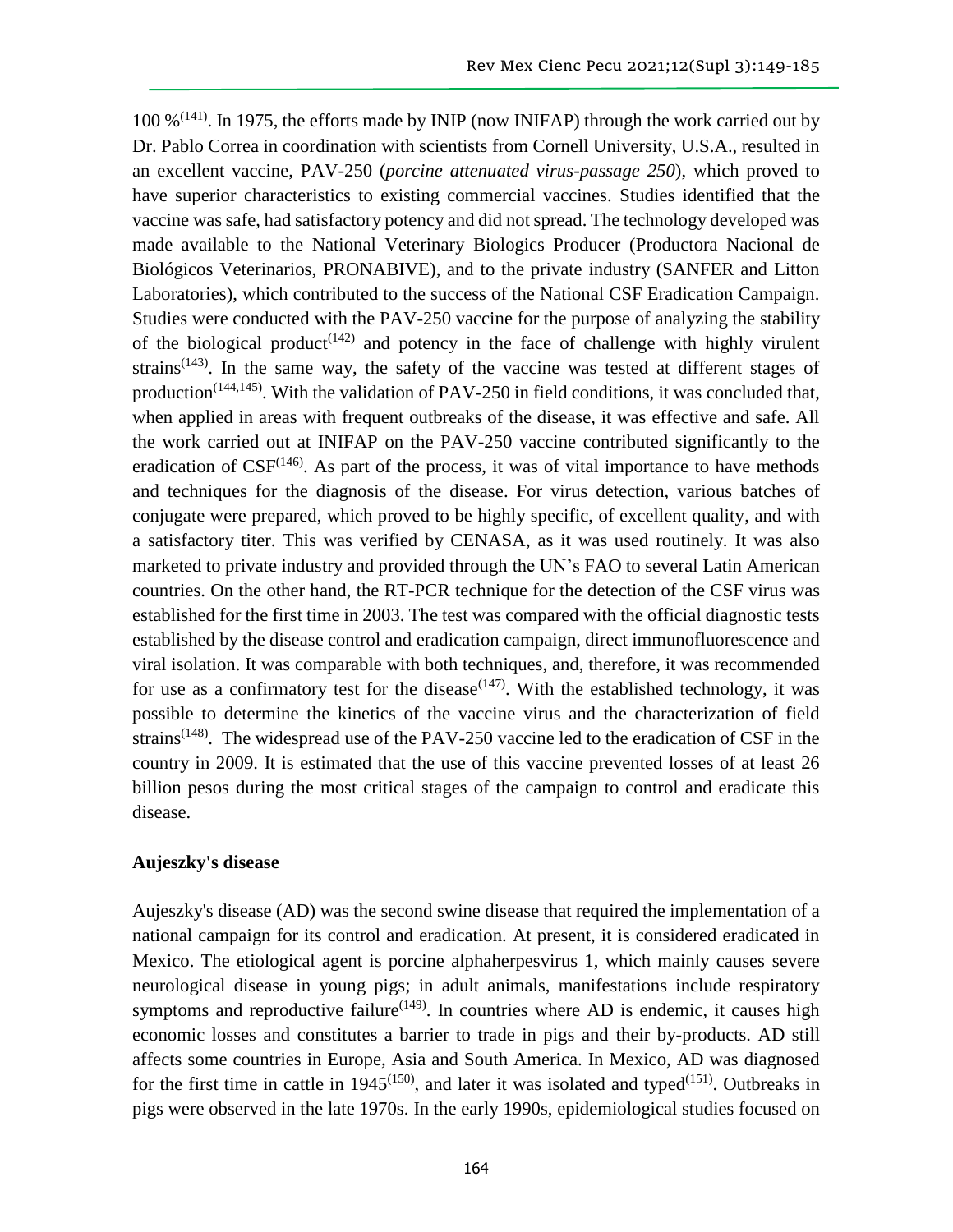100 %[141]. In 1975, the efforts made by INIP (now INIFAP) through the work carried out by Dr. Pablo Correa in coordination with scientists from Cornell University, U.S.A., resulted in an excellent vaccine, PAV-250 (*porcine attenuated virus-passage 250*), which proved to have superior characteristics to existing commercial vaccines. Studies identified that the vaccine was safe, had satisfactory potency and did not spread. The technology developed was made available to the National Veterinary Biologics Producer (Productora Nacional de Biológicos Veterinarios, PRONABIVE), and to the private industry (SANFER and Litton Laboratories), which contributed to the success of the National CSF Eradication Campaign. Studies were conducted with the PAV-250 vaccine for the purpose of analyzing the stability of the biological product[142] and potency in the face of challenge with highly virulent strains[143]. In the same way, the safety of the vaccine was tested at different stages of production[144,145]. With the validation of PAV-250 in field conditions, it was concluded that, when applied in areas with frequent outbreaks of the disease, it was effective and safe. All the work carried out at INIFAP on the PAV-250 vaccine contributed significantly to the eradication of CSF[146]. As part of the process, it was of vital importance to have methods and techniques for the diagnosis of the disease. For virus detection, various batches of conjugate were prepared, which proved to be highly specific, of excellent quality, and with a satisfactory titer. This was verified by CENASA, as it was used routinely. It was also marketed to private industry and provided through the UN's FAO to several Latin American countries. On the other hand, the RT-PCR technique for the detection of the CSF virus was established for the first time in 2003. The test was compared with the official diagnostic tests established by the disease control and eradication campaign, direct immunofluorescence and viral isolation. It was comparable with both techniques, and, therefore, it was recommended for use as a confirmatory test for the disease[147]. With the established technology, it was possible to determine the kinetics of the vaccine virus and the characterization of field strains[148]. The widespread use of the PAV-250 vaccine led to the eradication of CSF in the country in 2009. It is estimated that the use of this vaccine prevented losses of at least 26 billion pesos during the most critical stages of the campaign to control and eradicate this disease.

## Aujeszky's disease

Aujeszky's disease (AD) was the second swine disease that required the implementation of a national campaign for its control and eradication. At present, it is considered eradicated in Mexico. The etiological agent is porcine alphaherpesvirus 1, which mainly causes severe neurological disease in young pigs; in adult animals, manifestations include respiratory symptoms and reproductive failure[149]. In countries where AD is endemic, it causes high economic losses and constitutes a barrier to trade in pigs and their by-products. AD still affects some countries in Europe, Asia and South America. In Mexico, AD was diagnosed for the first time in cattle in 1945[150], and later it was isolated and typed[151]. Outbreaks in pigs were observed in the late 1970s. In the early 1990s, epidemiological studies focused on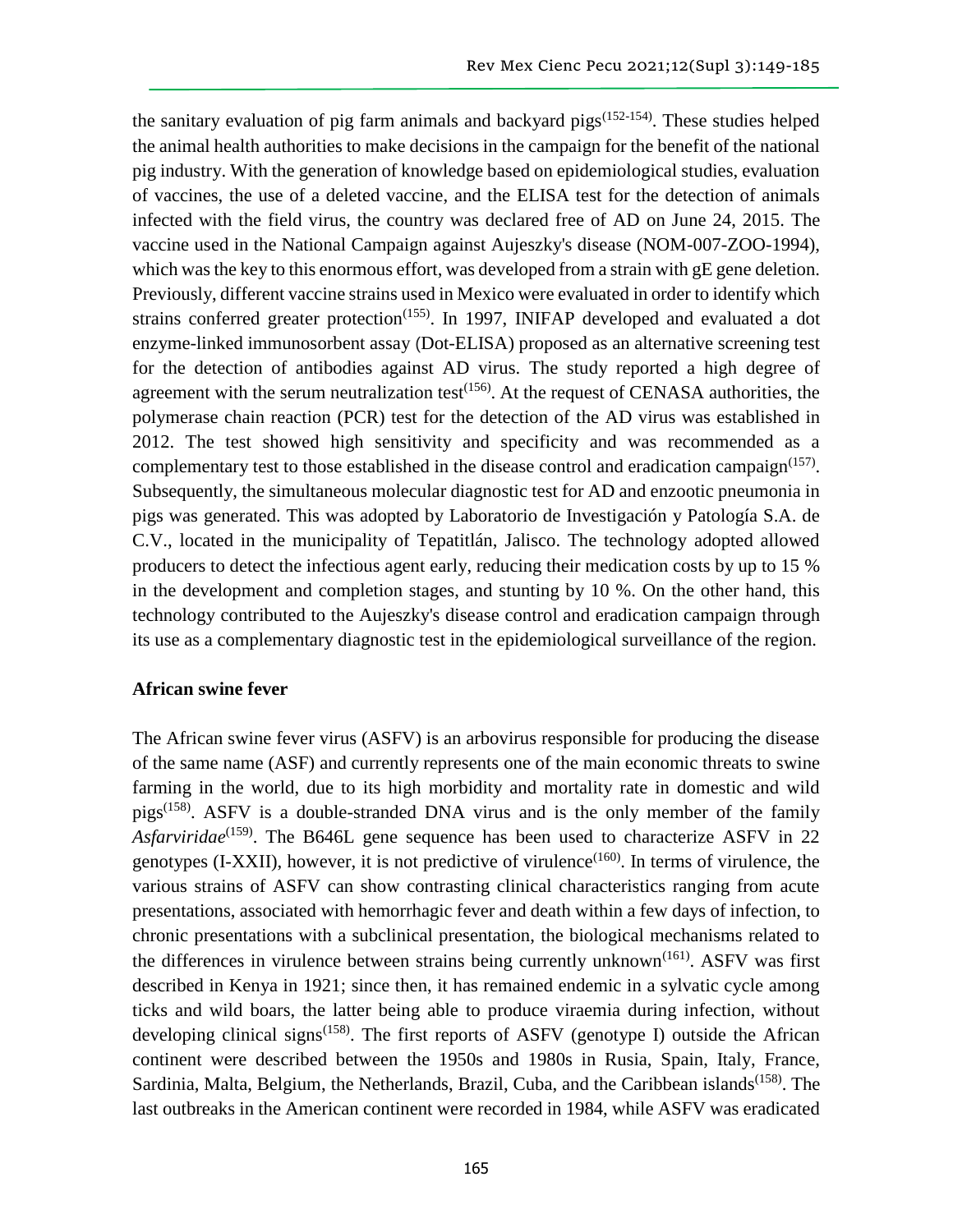the sanitary evaluation of pig farm animals and backyard pigs[152-154]. These studies helped the animal health authorities to make decisions in the campaign for the benefit of the national pig industry. With the generation of knowledge based on epidemiological studies, evaluation of vaccines, the use of a deleted vaccine, and the ELISA test for the detection of animals infected with the field virus, the country was declared free of AD on June 24, 2015. The vaccine used in the National Campaign against Aujeszky's disease (NOM-007-ZOO-1994), which was the key to this enormous effort, was developed from a strain with gE gene deletion. Previously, different vaccine strains used in Mexico were evaluated in order to identify which strains conferred greater protection[155]. In 1997, INIFAP developed and evaluated a dot enzyme-linked immunosorbent assay (Dot-ELISA) proposed as an alternative screening test for the detection of antibodies against AD virus. The study reported a high degree of agreement with the serum neutralization test[156]. At the request of CENASA authorities, the polymerase chain reaction (PCR) test for the detection of the AD virus was established in 2012. The test showed high sensitivity and specificity and was recommended as a complementary test to those established in the disease control and eradication campaign[157]. Subsequently, the simultaneous molecular diagnostic test for AD and enzootic pneumonia in pigs was generated. This was adopted by Laboratorio de Investigación y Patología S.A. de C.V., located in the municipality of Tepatitlán, Jalisco. The technology adopted allowed producers to detect the infectious agent early, reducing their medication costs by up to 15 % in the development and completion stages, and stunting by 10 %. On the other hand, this technology contributed to the Aujeszky's disease control and eradication campaign through its use as a complementary diagnostic test in the epidemiological surveillance of the region.

**African swine fever**

The African swine fever virus (ASFV) is an arbovirus responsible for producing the disease of the same name (ASF) and currently represents one of the main economic threats to swine farming in the world, due to its high morbidity and mortality rate in domestic and wild pigs[158]. ASFV is a double-stranded DNA virus and is the only member of the family *Asfarviridae*[159]. The B646L gene sequence has been used to characterize ASFV in 22 genotypes (I-XXII), however, it is not predictive of virulence[160]. In terms of virulence, the various strains of ASFV can show contrasting clinical characteristics ranging from acute presentations, associated with hemorrhagic fever and death within a few days of infection, to chronic presentations with a subclinical presentation, the biological mechanisms related to the differences in virulence between strains being currently unknown[161]. ASFV was first described in Kenya in 1921; since then, it has remained endemic in a sylvatic cycle among ticks and wild boars, the latter being able to produce viraemia during infection, without developing clinical signs[158]. The first reports of ASFV (genotype I) outside the African continent were described between the 1950s and 1980s in Rusia, Spain, Italy, France, Sardinia, Malta, Belgium, the Netherlands, Brazil, Cuba, and the Caribbean islands[158]. The last outbreaks in the American continent were recorded in 1984, while ASFV was eradicated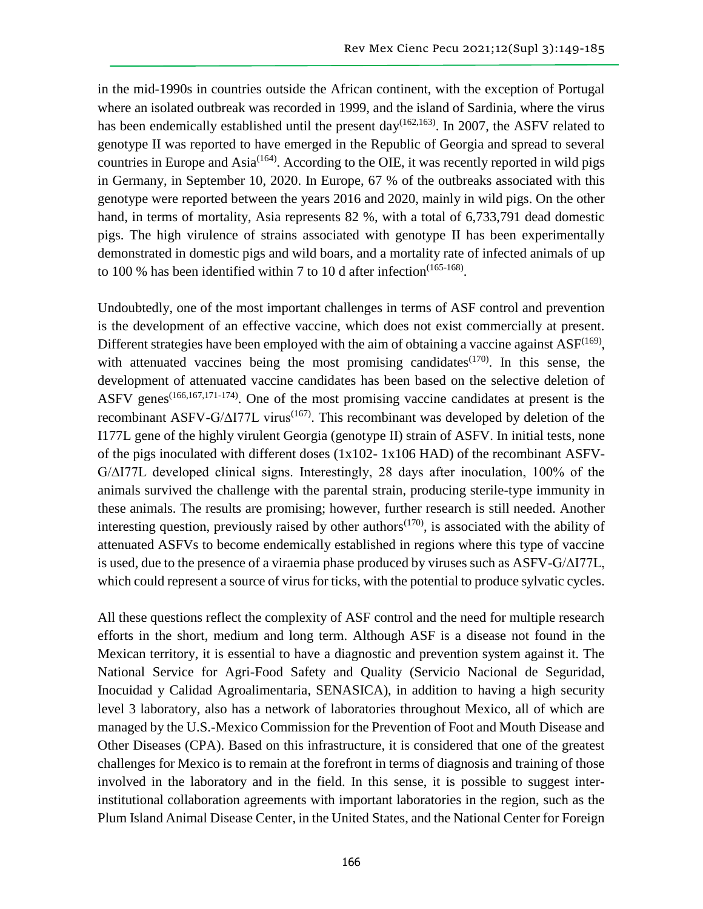in the mid-1990s in countries outside the African continent, with the exception of Portugal where an isolated outbreak was recorded in 1999, and the island of Sardinia, where the virus has been endemically established until the present day[162,163]. In 2007, the ASFV related to genotype II was reported to have emerged in the Republic of Georgia and spread to several countries in Europe and Asia[164]. According to the OIE, it was recently reported in wild pigs in Germany, in September 10, 2020. In Europe, 67 % of the outbreaks associated with this genotype were reported between the years 2016 and 2020, mainly in wild pigs. On the other hand, in terms of mortality, Asia represents 82 %, with a total of 6,733,791 dead domestic pigs. The high virulence of strains associated with genotype II has been experimentally demonstrated in domestic pigs and wild boars, and a mortality rate of infected animals of up to 100 % has been identified within 7 to 10 d after infection[165-168].

Undoubtedly, one of the most important challenges in terms of ASF control and prevention is the development of an effective vaccine, which does not exist commercially at present. Different strategies have been employed with the aim of obtaining a vaccine against ASF[169], with attenuated vaccines being the most promising candidates[170]. In this sense, the development of attenuated vaccine candidates has been based on the selective deletion of ASFV genes[166,167,171-174]. One of the most promising vaccine candidates at present is the recombinant ASFV-G/ΔI77L virus[167]. This recombinant was developed by deletion of the I177L gene of the highly virulent Georgia (genotype II) strain of ASFV. In initial tests, none of the pigs inoculated with different doses (1x102- 1x106 HAD) of the recombinant ASFV-G/ΔI77L developed clinical signs. Interestingly, 28 days after inoculation, 100% of the animals survived the challenge with the parental strain, producing sterile-type immunity in these animals. The results are promising; however, further research is still needed. Another interesting question, previously raised by other authors[170], is associated with the ability of attenuated ASFVs to become endemically established in regions where this type of vaccine is used, due to the presence of a viraemia phase produced by viruses such as ASFV-G/ΔI77L, which could represent a source of virus for ticks, with the potential to produce sylvatic cycles.

All these questions reflect the complexity of ASF control and the need for multiple research efforts in the short, medium and long term. Although ASF is a disease not found in the Mexican territory, it is essential to have a diagnostic and prevention system against it. The National Service for Agri-Food Safety and Quality (Servicio Nacional de Seguridad, Inocuidad y Calidad Agroalimentaria, SENASICA), in addition to having a high security level 3 laboratory, also has a network of laboratories throughout Mexico, all of which are managed by the U.S.-Mexico Commission for the Prevention of Foot and Mouth Disease and Other Diseases (CPA). Based on this infrastructure, it is considered that one of the greatest challenges for Mexico is to remain at the forefront in terms of diagnosis and training of those involved in the laboratory and in the field. In this sense, it is possible to suggest inter-institutional collaboration agreements with important laboratories in the region, such as the Plum Island Animal Disease Center, in the United States, and the National Center for Foreign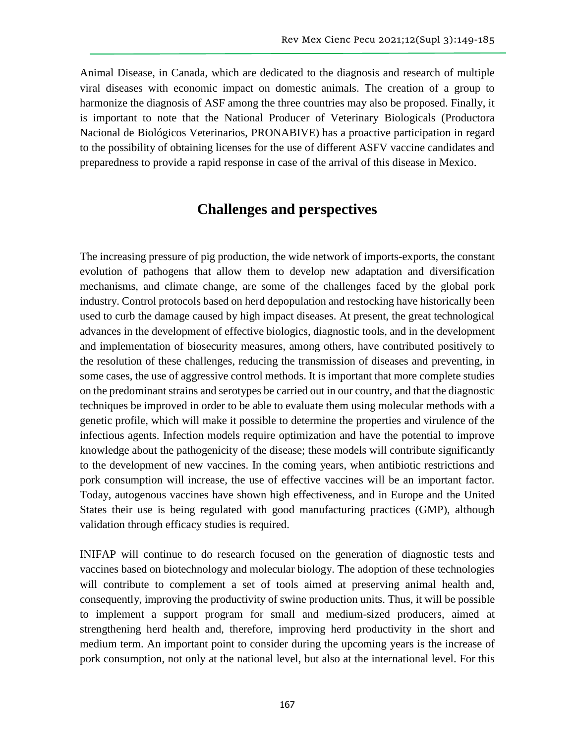Animal Disease, in Canada, which are dedicated to the diagnosis and research of multiple viral diseases with economic impact on domestic animals. The creation of a group to harmonize the diagnosis of ASF among the three countries may also be proposed. Finally, it is important to note that the National Producer of Veterinary Biologicals (Productora Nacional de Biológicos Veterinarios, PRONABIVE) has a proactive participation in regard to the possibility of obtaining licenses for the use of different ASFV vaccine candidates and preparedness to provide a rapid response in case of the arrival of this disease in Mexico.

## Challenges and perspectives

The increasing pressure of pig production, the wide network of imports-exports, the constant evolution of pathogens that allow them to develop new adaptation and diversification mechanisms, and climate change, are some of the challenges faced by the global pork industry. Control protocols based on herd depopulation and restocking have historically been used to curb the damage caused by high impact diseases. At present, the great technological advances in the development of effective biologics, diagnostic tools, and in the development and implementation of biosecurity measures, among others, have contributed positively to the resolution of these challenges, reducing the transmission of diseases and preventing, in some cases, the use of aggressive control methods. It is important that more complete studies on the predominant strains and serotypes be carried out in our country, and that the diagnostic techniques be improved in order to be able to evaluate them using molecular methods with a genetic profile, which will make it possible to determine the properties and virulence of the infectious agents. Infection models require optimization and have the potential to improve knowledge about the pathogenicity of the disease; these models will contribute significantly to the development of new vaccines. In the coming years, when antibiotic restrictions and pork consumption will increase, the use of effective vaccines will be an important factor. Today, autogenous vaccines have shown high effectiveness, and in Europe and the United States their use is being regulated with good manufacturing practices (GMP), although validation through efficacy studies is required.

INIFAP will continue to do research focused on the generation of diagnostic tests and vaccines based on biotechnology and molecular biology. The adoption of these technologies will contribute to complement a set of tools aimed at preserving animal health and, consequently, improving the productivity of swine production units. Thus, it will be possible to implement a support program for small and medium-sized producers, aimed at strengthening herd health and, therefore, improving herd productivity in the short and medium term. An important point to consider during the upcoming years is the increase of pork consumption, not only at the national level, but also at the international level. For this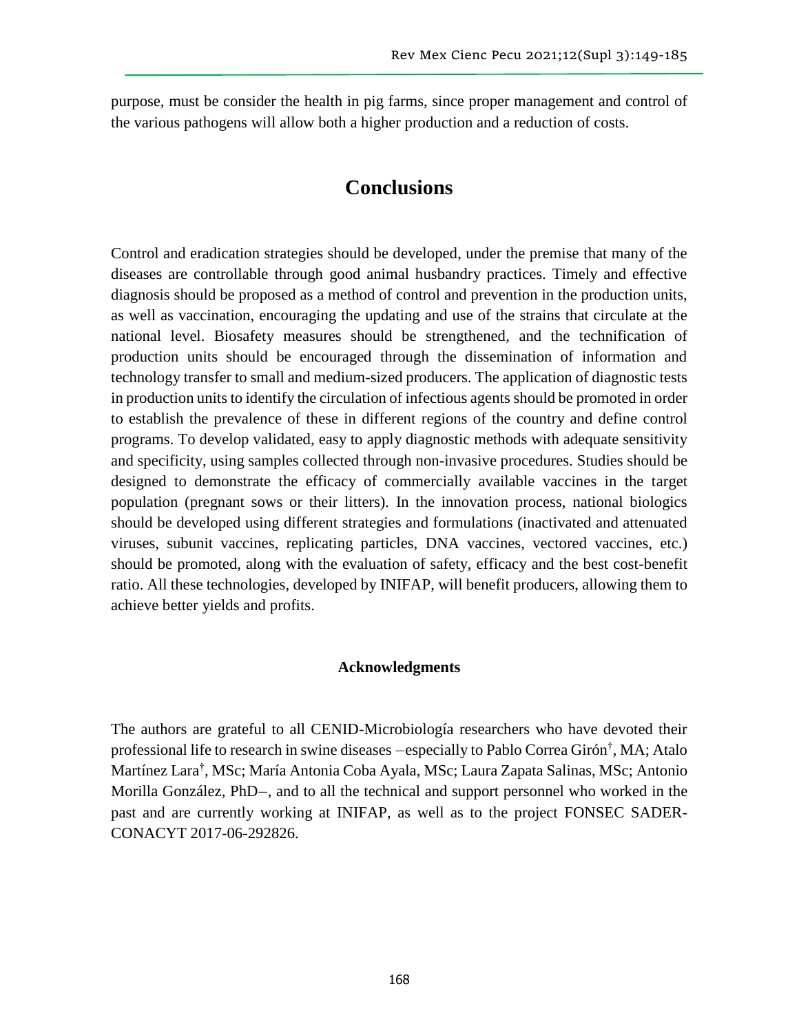purpose, must be consider the health in pig farms, since proper management and control of the various pathogens will allow both a higher production and a reduction of costs.

## Conclusions

Control and eradication strategies should be developed, under the premise that many of the diseases are controllable through good animal husbandry practices. Timely and effective diagnosis should be proposed as a method of control and prevention in the production units, as well as vaccination, encouraging the updating and use of the strains that circulate at the national level. Biosafety measures should be strengthened, and the technification of production units should be encouraged through the dissemination of information and technology transfer to small and medium-sized producers. The application of diagnostic tests in production units to identify the circulation of infectious agents should be promoted in order to establish the prevalence of these in different regions of the country and define control programs. To develop validated, easy to apply diagnostic methods with adequate sensitivity and specificity, using samples collected through non-invasive procedures. Studies should be designed to demonstrate the efficacy of commercially available vaccines in the target population (pregnant sows or their litters). In the innovation process, national biologics should be developed using different strategies and formulations (inactivated and attenuated viruses, subunit vaccines, replicating particles, DNA vaccines, vectored vaccines, etc.) should be promoted, along with the evaluation of safety, efficacy and the best cost-benefit ratio. All these technologies, developed by INIFAP, will benefit producers, allowing them to achieve better yields and profits.

### Acknowledgments

The authors are grateful to all CENID-Microbiología researchers who have devoted their professional life to research in swine diseases –especially to Pablo Correa Girón†, MA; Atalo Martínez Lara†, MSc; María Antonia Coba Ayala, MSc; Laura Zapata Salinas, MSc; Antonio Morilla González, PhD–, and to all the technical and support personnel who worked in the past and are currently working at INIFAP, as well as to the project FONSEC SADER-CONACYT 2017-06-292826.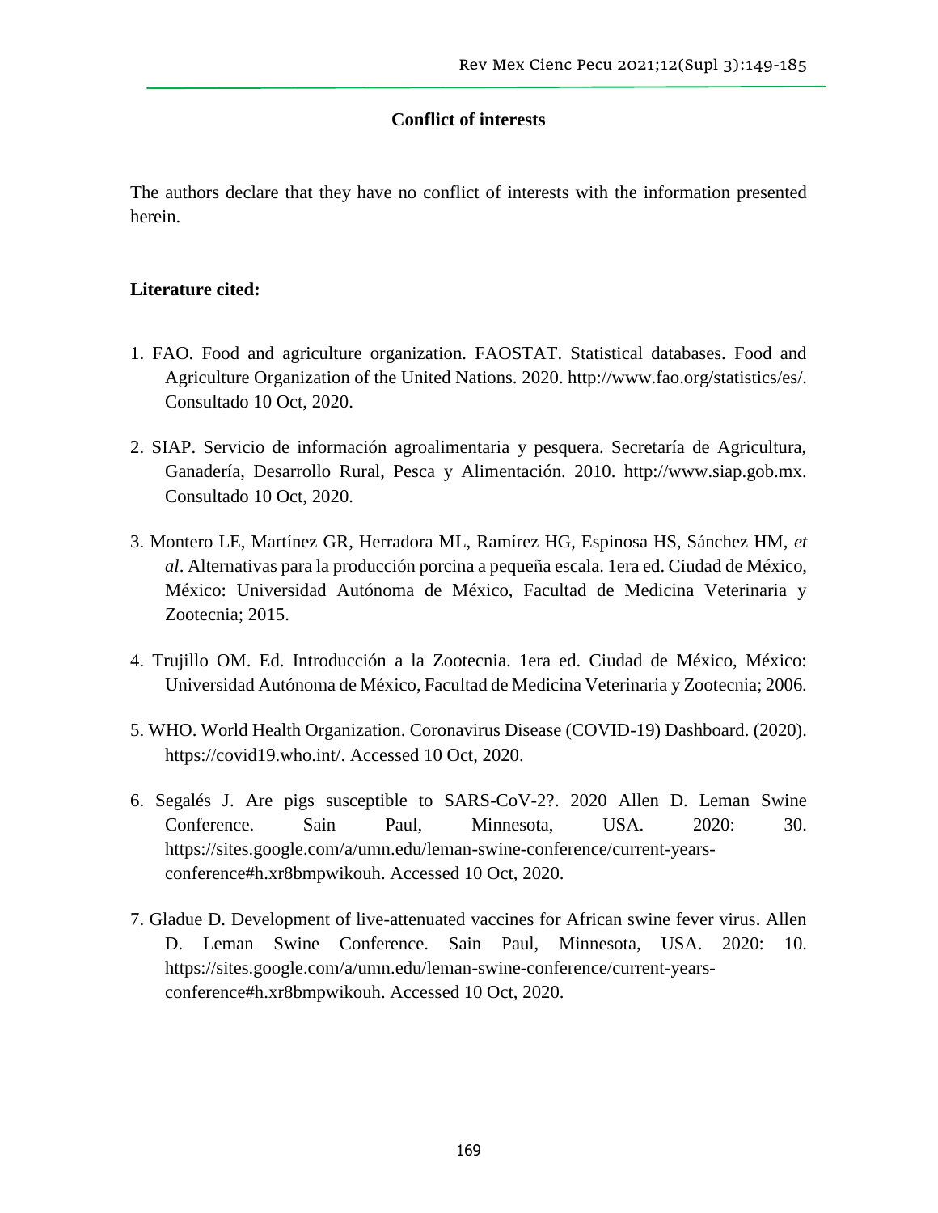**Conflict of interests**

The authors declare that they have no conflict of interests with the information presented herein.

**Literature cited:**

1. FAO. Food and agriculture organization. FAOSTAT. Statistical databases. Food and Agriculture Organization of the United Nations. 2020. http://www.fao.org/statistics/es/. Consultado 10 Oct, 2020.

2. SIAP. Servicio de información agroalimentaria y pesquera. Secretaría de Agricultura, Ganadería, Desarrollo Rural, Pesca y Alimentación. 2010. http://www.siap.gob.mx. Consultado 10 Oct, 2020.

3. Montero LE, Martínez GR, Herradora ML, Ramírez HG, Espinosa HS, Sánchez HM, *et al*. Alternativas para la producción porcina a pequeña escala. 1era ed. Ciudad de México, México: Universidad Autónoma de México, Facultad de Medicina Veterinaria y Zootecnia; 2015.

4. Trujillo OM. Ed. Introducción a la Zootecnia. 1era ed. Ciudad de México, México: Universidad Autónoma de México, Facultad de Medicina Veterinaria y Zootecnia; 2006.

5. WHO. World Health Organization. Coronavirus Disease (COVID-19) Dashboard. (2020). https://covid19.who.int/. Accessed 10 Oct, 2020.

6. Segalés J. Are pigs susceptible to SARS-CoV-2?. 2020 Allen D. Leman Swine Conference. Sain Paul, Minnesota, USA. 2020: 30. https://sites.google.com/a/umn.edu/leman-swine-conference/current-years-conference#h.xr8bmpwikouh. Accessed 10 Oct, 2020.

7. Gladue D. Development of live-attenuated vaccines for African swine fever virus. Allen D. Leman Swine Conference. Sain Paul, Minnesota, USA. 2020: 10. https://sites.google.com/a/umn.edu/leman-swine-conference/current-years-conference#h.xr8bmpwikouh. Accessed 10 Oct, 2020.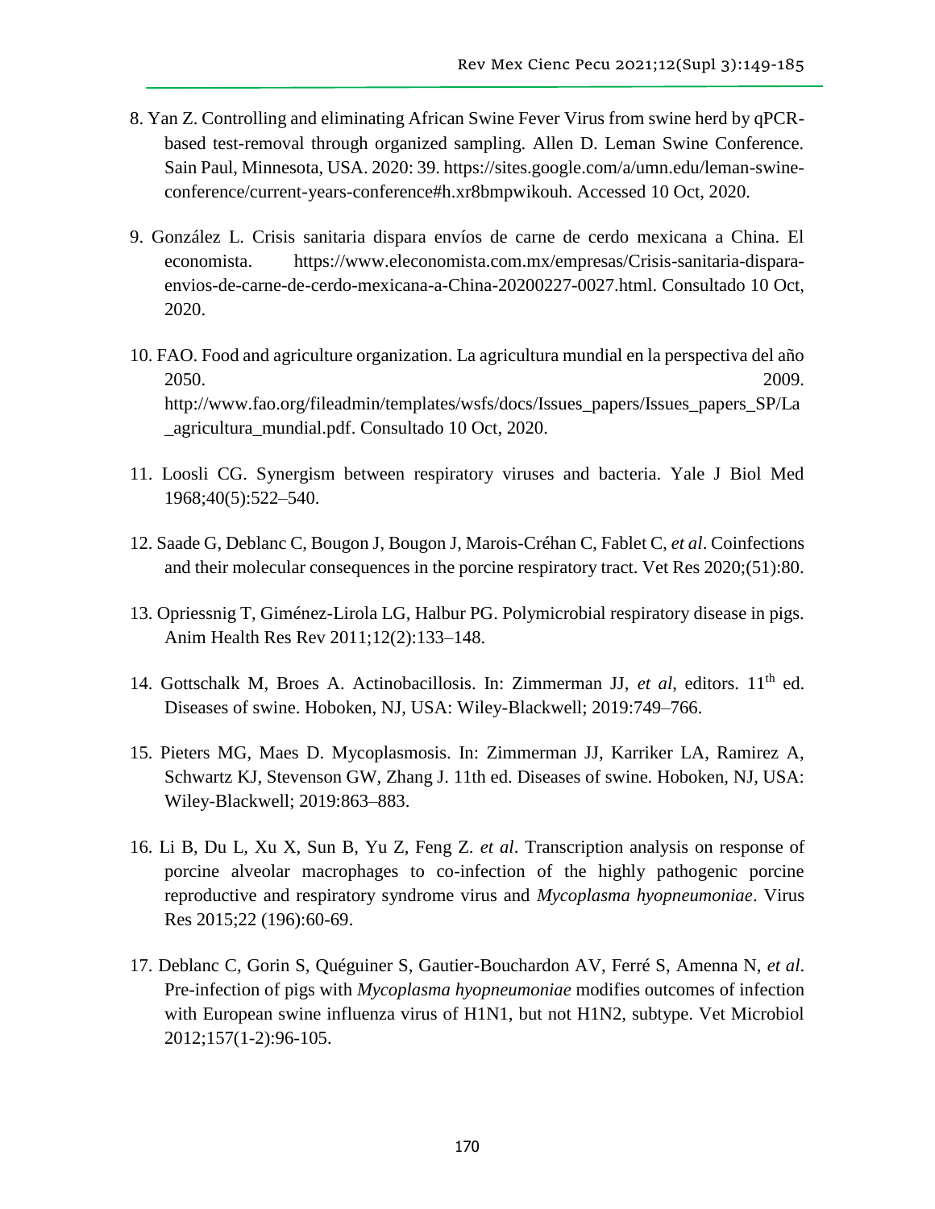8. Yan Z. Controlling and eliminating African Swine Fever Virus from swine herd by qPCR-based test-removal through organized sampling. Allen D. Leman Swine Conference. Sain Paul, Minnesota, USA. 2020: 39. https://sites.google.com/a/umn.edu/leman-swine-conference/current-years-conference#h.xr8bmpwikouh. Accessed 10 Oct, 2020.

9. González L. Crisis sanitaria dispara envíos de carne de cerdo mexicana a China. El economista. https://www.eleconomista.com.mx/empresas/Crisis-sanitaria-dispara-envios-de-carne-de-cerdo-mexicana-a-China-20200227-0027.html. Consultado 10 Oct, 2020.

10. FAO. Food and agriculture organization. La agricultura mundial en la perspectiva del año 2050. 2009. http://www.fao.org/fileadmin/templates/wsfs/docs/Issues_papers/Issues_papers_SP/La_agricultura_mundial.pdf. Consultado 10 Oct, 2020.

11. Loosli CG. Synergism between respiratory viruses and bacteria. Yale J Biol Med 1968;40(5):522–540.

12. Saade G, Deblanc C, Bougon J, Bougon J, Marois-Créhan C, Fablet C, *et al*. Coinfections and their molecular consequences in the porcine respiratory tract. Vet Res 2020;(51):80.

13. Opriessnig T, Giménez-Lirola LG, Halbur PG. Polymicrobial respiratory disease in pigs. Anim Health Res Rev 2011;12(2):133–148.

14. Gottschalk M, Broes A. Actinobacillosis. In: Zimmerman JJ, *et al*, editors. 11th ed. Diseases of swine. Hoboken, NJ, USA: Wiley-Blackwell; 2019:749–766.

15. Pieters MG, Maes D. Mycoplasmosis. In: Zimmerman JJ, Karriker LA, Ramirez A, Schwartz KJ, Stevenson GW, Zhang J. 11th ed. Diseases of swine. Hoboken, NJ, USA: Wiley-Blackwell; 2019:863–883.

16. Li B, Du L, Xu X, Sun B, Yu Z, Feng Z. *et al*. Transcription analysis on response of porcine alveolar macrophages to co-infection of the highly pathogenic porcine reproductive and respiratory syndrome virus and *Mycoplasma hyopneumoniae*. Virus Res 2015;22 (196):60-69.

17. Deblanc C, Gorin S, Quéguiner S, Gautier-Bouchardon AV, Ferré S, Amenna N, *et al*. Pre-infection of pigs with *Mycoplasma hyopneumoniae* modifies outcomes of infection with European swine influenza virus of H1N1, but not H1N2, subtype. Vet Microbiol 2012;157(1-2):96-105.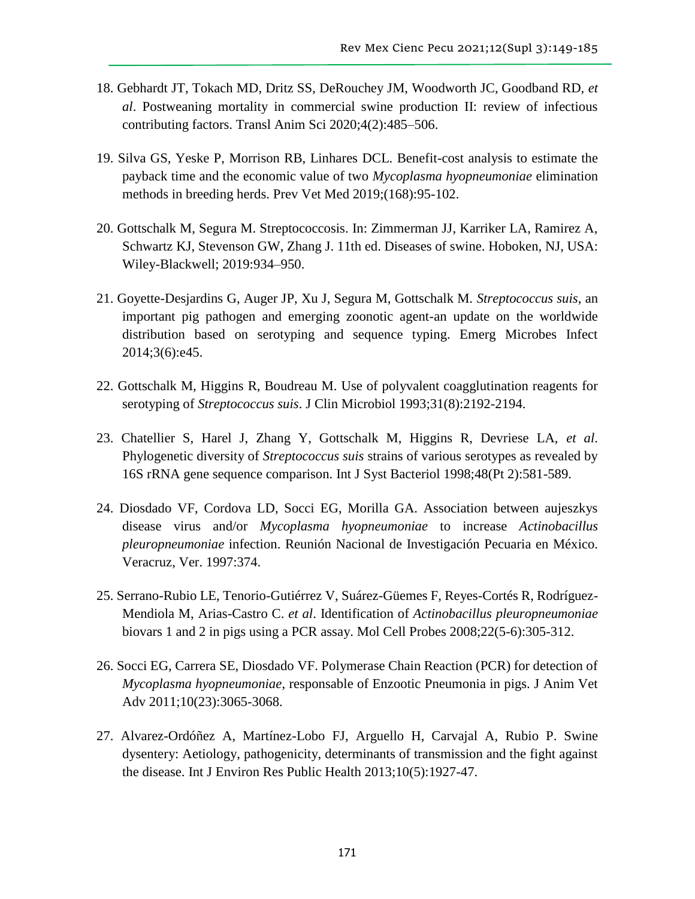18. Gebhardt JT, Tokach MD, Dritz SS, DeRouchey JM, Woodworth JC, Goodband RD, *et al*. Postweaning mortality in commercial swine production II: review of infectious contributing factors. Transl Anim Sci 2020;4(2):485–506.

19. Silva GS, Yeske P, Morrison RB, Linhares DCL. Benefit-cost analysis to estimate the payback time and the economic value of two *Mycoplasma hyopneumoniae* elimination methods in breeding herds. Prev Vet Med 2019;(168):95-102.

20. Gottschalk M, Segura M. Streptococcosis. In: Zimmerman JJ, Karriker LA, Ramirez A, Schwartz KJ, Stevenson GW, Zhang J. 11th ed. Diseases of swine. Hoboken, NJ, USA: Wiley-Blackwell; 2019:934–950.

21. Goyette-Desjardins G, Auger JP, Xu J, Segura M, Gottschalk M. *Streptococcus suis*, an important pig pathogen and emerging zoonotic agent-an update on the worldwide distribution based on serotyping and sequence typing. Emerg Microbes Infect 2014;3(6):e45.

22. Gottschalk M, Higgins R, Boudreau M. Use of polyvalent coagglutination reagents for serotyping of *Streptococcus suis*. J Clin Microbiol 1993;31(8):2192-2194.

23. Chatellier S, Harel J, Zhang Y, Gottschalk M, Higgins R, Devriese LA, *et al*. Phylogenetic diversity of *Streptococcus suis* strains of various serotypes as revealed by 16S rRNA gene sequence comparison. Int J Syst Bacteriol 1998;48(Pt 2):581-589.

24. Diosdado VF, Cordova LD, Socci EG, Morilla GA. Association between aujeszkys disease virus and/or *Mycoplasma hyopneumoniae* to increase *Actinobacillus pleuropneumoniae* infection. Reunión Nacional de Investigación Pecuaria en México. Veracruz, Ver. 1997:374.

25. Serrano-Rubio LE, Tenorio-Gutiérrez V, Suárez-Güemes F, Reyes-Cortés R, Rodríguez-Mendiola M, Arias-Castro C. *et al*. Identification of *Actinobacillus pleuropneumoniae* biovars 1 and 2 in pigs using a PCR assay. Mol Cell Probes 2008;22(5-6):305-312.

26. Socci EG, Carrera SE, Diosdado VF. Polymerase Chain Reaction (PCR) for detection of *Mycoplasma hyopneumoniae*, responsable of Enzootic Pneumonia in pigs. J Anim Vet Adv 2011;10(23):3065-3068.

27. Alvarez-Ordóñez A, Martínez-Lobo FJ, Arguello H, Carvajal A, Rubio P. Swine dysentery: Aetiology, pathogenicity, determinants of transmission and the fight against the disease. Int J Environ Res Public Health 2013;10(5):1927-47.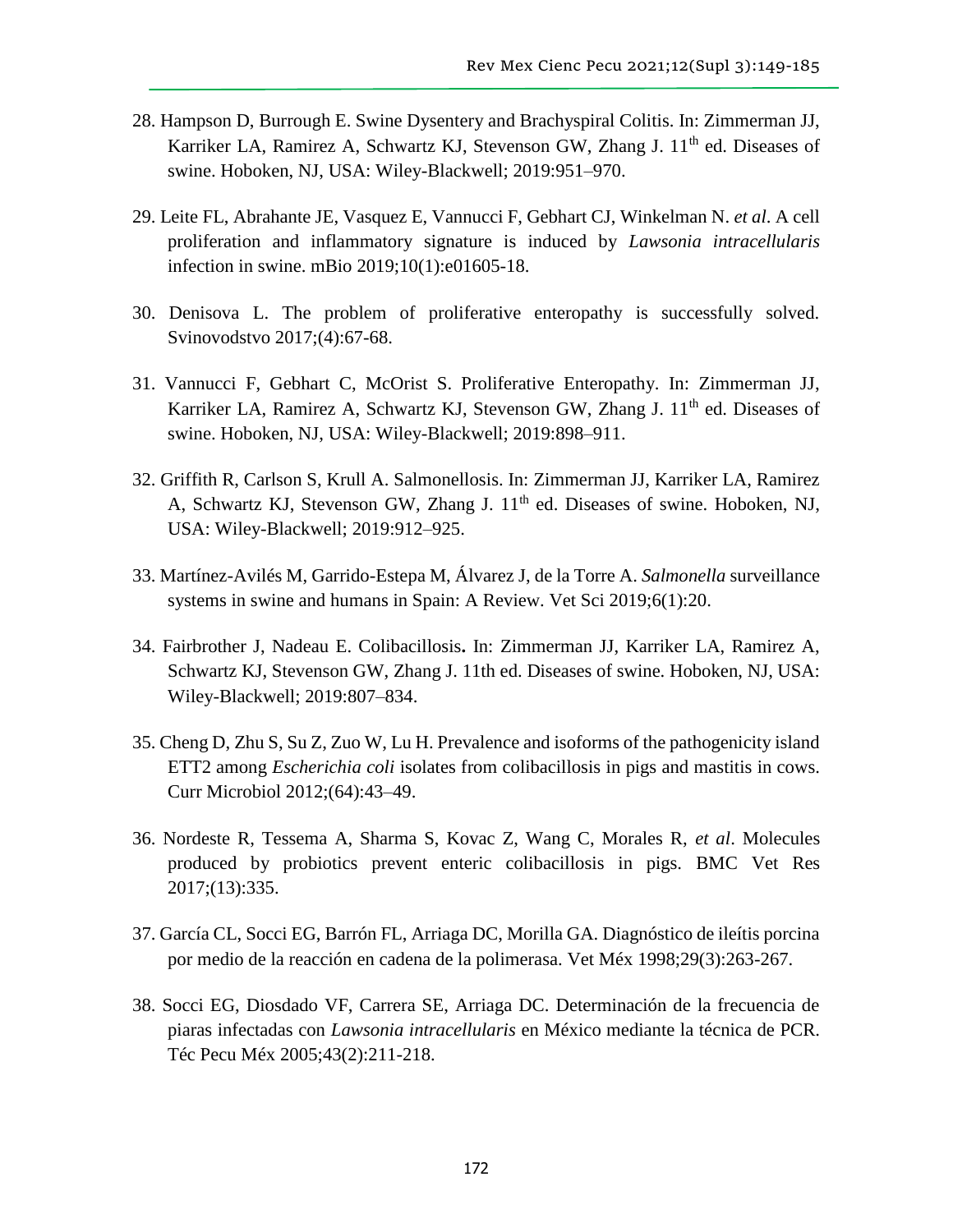28. Hampson D, Burrough E. Swine Dysentery and Brachyspiral Colitis. In: Zimmerman JJ, Karriker LA, Ramirez A, Schwartz KJ, Stevenson GW, Zhang J. 11th ed. Diseases of swine. Hoboken, NJ, USA: Wiley-Blackwell; 2019:951–970.

29. Leite FL, Abrahante JE, Vasquez E, Vannucci F, Gebhart CJ, Winkelman N. *et al*. A cell proliferation and inflammatory signature is induced by *Lawsonia intracellularis* infection in swine. mBio 2019;10(1):e01605-18.

30. Denisova L. The problem of proliferative enteropathy is successfully solved. Svinovodstvo 2017;(4):67-68.

31. Vannucci F, Gebhart C, McOrist S. Proliferative Enteropathy. In: Zimmerman JJ, Karriker LA, Ramirez A, Schwartz KJ, Stevenson GW, Zhang J. 11th ed. Diseases of swine. Hoboken, NJ, USA: Wiley-Blackwell; 2019:898–911.

32. Griffith R, Carlson S, Krull A. Salmonellosis. In: Zimmerman JJ, Karriker LA, Ramirez A, Schwartz KJ, Stevenson GW, Zhang J. 11th ed. Diseases of swine. Hoboken, NJ, USA: Wiley-Blackwell; 2019:912–925.

33. Martínez-Avilés M, Garrido-Estepa M, Álvarez J, de la Torre A. *Salmonella* surveillance systems in swine and humans in Spain: A Review. Vet Sci 2019;6(1):20.

34. Fairbrother J, Nadeau E. Colibacillosis**.** In: Zimmerman JJ, Karriker LA, Ramirez A, Schwartz KJ, Stevenson GW, Zhang J. 11th ed. Diseases of swine. Hoboken, NJ, USA: Wiley-Blackwell; 2019:807–834.

35. Cheng D, Zhu S, Su Z, Zuo W, Lu H. Prevalence and isoforms of the pathogenicity island ETT2 among *Escherichia coli* isolates from colibacillosis in pigs and mastitis in cows. Curr Microbiol 2012;(64):43–49.

36. Nordeste R, Tessema A, Sharma S, Kovac Z, Wang C, Morales R, *et al*. Molecules produced by probiotics prevent enteric colibacillosis in pigs. BMC Vet Res 2017;(13):335.

37. García CL, Socci EG, Barrón FL, Arriaga DC, Morilla GA. Diagnóstico de ileítis porcina por medio de la reacción en cadena de la polimerasa. Vet Méx 1998;29(3):263-267.

38. Socci EG, Diosdado VF, Carrera SE, Arriaga DC. Determinación de la frecuencia de piaras infectadas con *Lawsonia intracellularis* en México mediante la técnica de PCR. Téc Pecu Méx 2005;43(2):211-218.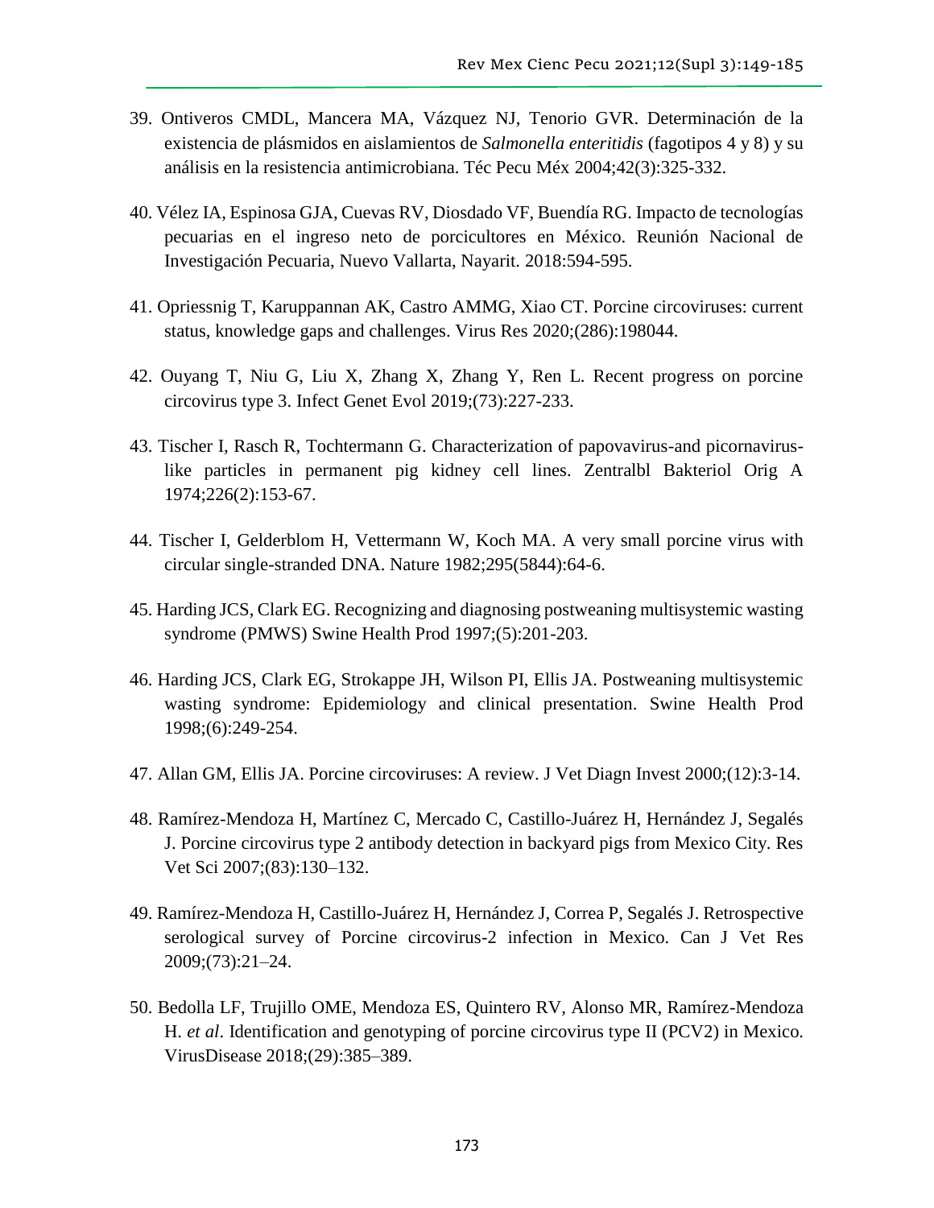39. Ontiveros CMDL, Mancera MA, Vázquez NJ, Tenorio GVR. Determinación de la existencia de plásmidos en aislamientos de *Salmonella enteritidis* (fagotipos 4 y 8) y su análisis en la resistencia antimicrobiana. Téc Pecu Méx 2004;42(3):325-332.

40. Vélez IA, Espinosa GJA, Cuevas RV, Diosdado VF, Buendía RG. Impacto de tecnologías pecuarias en el ingreso neto de porcicultores en México. Reunión Nacional de Investigación Pecuaria, Nuevo Vallarta, Nayarit. 2018:594-595.

41. Opriessnig T, Karuppannan AK, Castro AMMG, Xiao CT. Porcine circoviruses: current status, knowledge gaps and challenges. Virus Res 2020;(286):198044.

42. Ouyang T, Niu G, Liu X, Zhang X, Zhang Y, Ren L. Recent progress on porcine circovirus type 3. Infect Genet Evol 2019;(73):227-233.

43. Tischer I, Rasch R, Tochtermann G. Characterization of papovavirus-and picornavirus-like particles in permanent pig kidney cell lines. Zentralbl Bakteriol Orig A 1974;226(2):153-67.

44. Tischer I, Gelderblom H, Vettermann W, Koch MA. A very small porcine virus with circular single-stranded DNA. Nature 1982;295(5844):64-6.

45. Harding JCS, Clark EG. Recognizing and diagnosing postweaning multisystemic wasting syndrome (PMWS) Swine Health Prod 1997;(5):201-203.

46. Harding JCS, Clark EG, Strokappe JH, Wilson PI, Ellis JA. Postweaning multisystemic wasting syndrome: Epidemiology and clinical presentation. Swine Health Prod 1998;(6):249-254.

47. Allan GM, Ellis JA. Porcine circoviruses: A review. J Vet Diagn Invest 2000;(12):3-14.

48. Ramírez-Mendoza H, Martínez C, Mercado C, Castillo-Juárez H, Hernández J, Segalés J. Porcine circovirus type 2 antibody detection in backyard pigs from Mexico City. Res Vet Sci 2007;(83):130–132.

49. Ramírez-Mendoza H, Castillo-Juárez H, Hernández J, Correa P, Segalés J. Retrospective serological survey of Porcine circovirus-2 infection in Mexico. Can J Vet Res 2009;(73):21–24.

50. Bedolla LF, Trujillo OME, Mendoza ES, Quintero RV, Alonso MR, Ramírez-Mendoza H. *et al*. Identification and genotyping of porcine circovirus type II (PCV2) in Mexico. VirusDisease 2018;(29):385–389.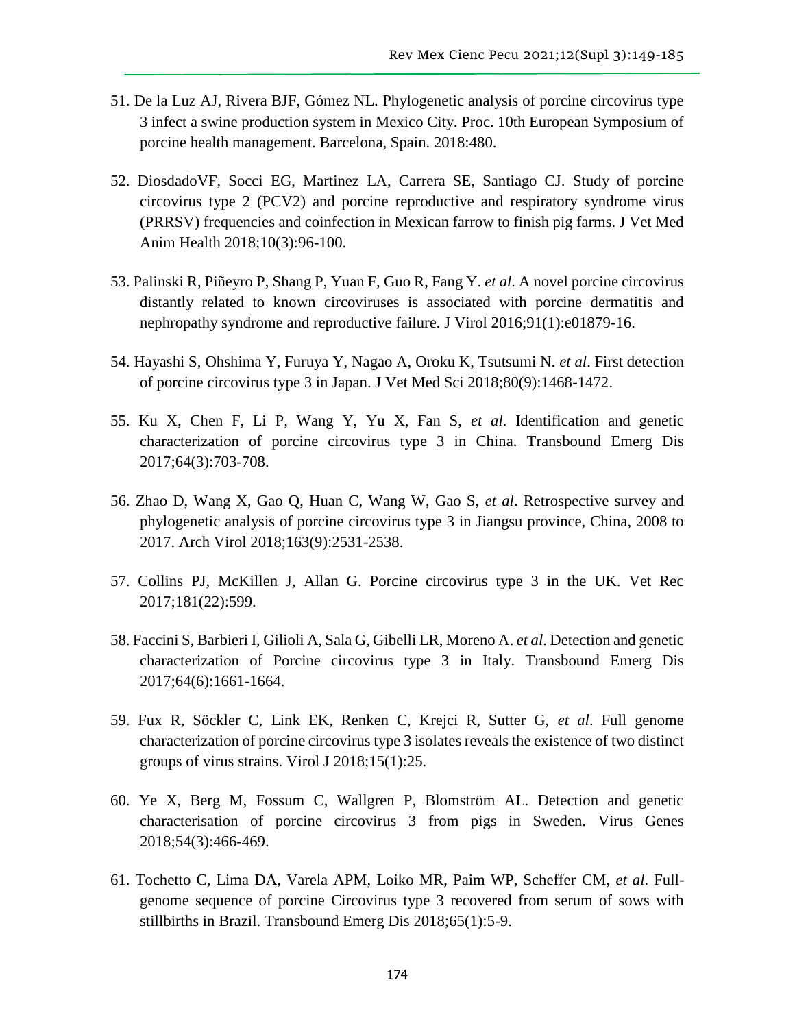51. De la Luz AJ, Rivera BJF, Gómez NL. Phylogenetic analysis of porcine circovirus type 3 infect a swine production system in Mexico City. Proc. 10th European Symposium of porcine health management. Barcelona, Spain. 2018:480.

52. DiosdadoVF, Socci EG, Martinez LA, Carrera SE, Santiago CJ. Study of porcine circovirus type 2 (PCV2) and porcine reproductive and respiratory syndrome virus (PRRSV) frequencies and coinfection in Mexican farrow to finish pig farms. J Vet Med Anim Health 2018;10(3):96-100.

53. Palinski R, Piñeyro P, Shang P, Yuan F, Guo R, Fang Y. *et al*. A novel porcine circovirus distantly related to known circoviruses is associated with porcine dermatitis and nephropathy syndrome and reproductive failure. J Virol 2016;91(1):e01879-16.

54. Hayashi S, Ohshima Y, Furuya Y, Nagao A, Oroku K, Tsutsumi N. *et al*. First detection of porcine circovirus type 3 in Japan. J Vet Med Sci 2018;80(9):1468-1472.

55. Ku X, Chen F, Li P, Wang Y, Yu X, Fan S, *et al*. Identification and genetic characterization of porcine circovirus type 3 in China. Transbound Emerg Dis 2017;64(3):703-708.

56. Zhao D, Wang X, Gao Q, Huan C, Wang W, Gao S, *et al*. Retrospective survey and phylogenetic analysis of porcine circovirus type 3 in Jiangsu province, China, 2008 to 2017. Arch Virol 2018;163(9):2531-2538.

57. Collins PJ, McKillen J, Allan G. Porcine circovirus type 3 in the UK. Vet Rec 2017;181(22):599.

58. Faccini S, Barbieri I, Gilioli A, Sala G, Gibelli LR, Moreno A. *et al*. Detection and genetic characterization of Porcine circovirus type 3 in Italy. Transbound Emerg Dis 2017;64(6):1661-1664.

59. Fux R, Söckler C, Link EK, Renken C, Krejci R, Sutter G, *et al*. Full genome characterization of porcine circovirus type 3 isolates reveals the existence of two distinct groups of virus strains. Virol J 2018;15(1):25.

60. Ye X, Berg M, Fossum C, Wallgren P, Blomström AL. Detection and genetic characterisation of porcine circovirus 3 from pigs in Sweden. Virus Genes 2018;54(3):466-469.

61. Tochetto C, Lima DA, Varela APM, Loiko MR, Paim WP, Scheffer CM, *et al*. Full-genome sequence of porcine Circovirus type 3 recovered from serum of sows with stillbirths in Brazil. Transbound Emerg Dis 2018;65(1):5-9.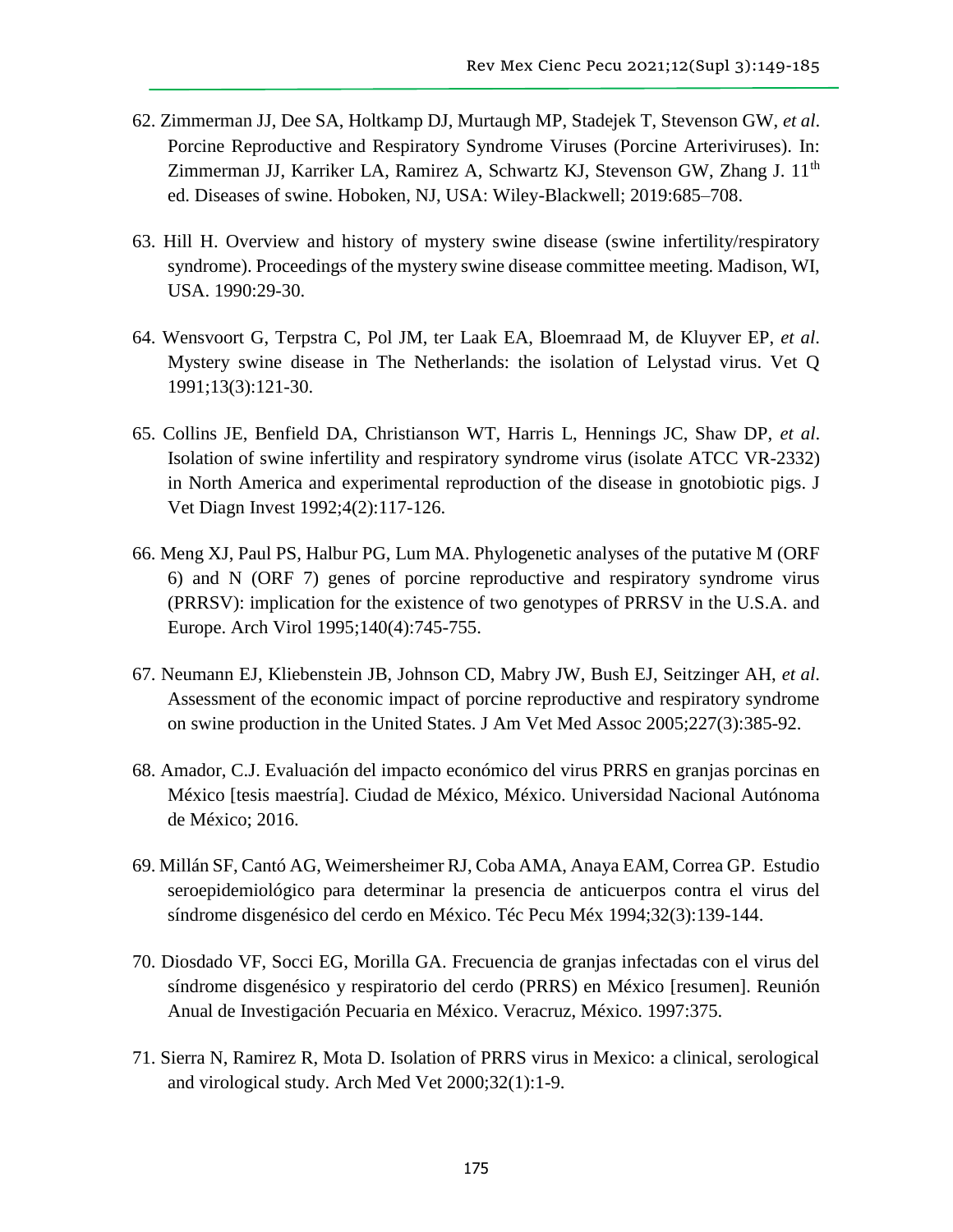62. Zimmerman JJ, Dee SA, Holtkamp DJ, Murtaugh MP, Stadejek T, Stevenson GW, *et al*. Porcine Reproductive and Respiratory Syndrome Viruses (Porcine Arteriviruses). In: Zimmerman JJ, Karriker LA, Ramirez A, Schwartz KJ, Stevenson GW, Zhang J. 11th ed. Diseases of swine. Hoboken, NJ, USA: Wiley-Blackwell; 2019:685–708.

63. Hill H. Overview and history of mystery swine disease (swine infertility/respiratory syndrome). Proceedings of the mystery swine disease committee meeting. Madison, WI, USA. 1990:29-30.

64. Wensvoort G, Terpstra C, Pol JM, ter Laak EA, Bloemraad M, de Kluyver EP, *et al*. Mystery swine disease in The Netherlands: the isolation of Lelystad virus. Vet Q 1991;13(3):121-30.

65. Collins JE, Benfield DA, Christianson WT, Harris L, Hennings JC, Shaw DP, *et al*. Isolation of swine infertility and respiratory syndrome virus (isolate ATCC VR-2332) in North America and experimental reproduction of the disease in gnotobiotic pigs. J Vet Diagn Invest 1992;4(2):117-126.

66. Meng XJ, Paul PS, Halbur PG, Lum MA. Phylogenetic analyses of the putative M (ORF 6) and N (ORF 7) genes of porcine reproductive and respiratory syndrome virus (PRRSV): implication for the existence of two genotypes of PRRSV in the U.S.A. and Europe. Arch Virol 1995;140(4):745-755.

67. Neumann EJ, Kliebenstein JB, Johnson CD, Mabry JW, Bush EJ, Seitzinger AH, *et al*. Assessment of the economic impact of porcine reproductive and respiratory syndrome on swine production in the United States. J Am Vet Med Assoc 2005;227(3):385-92.

68. Amador, C.J. Evaluación del impacto económico del virus PRRS en granjas porcinas en México [tesis maestría]. Ciudad de México, México. Universidad Nacional Autónoma de México; 2016.

69. Millán SF, Cantó AG, Weimersheimer RJ, Coba AMA, Anaya EAM, Correa GP. Estudio seroepidemiológico para determinar la presencia de anticuerpos contra el virus del síndrome disgenésico del cerdo en México. Téc Pecu Méx 1994;32(3):139-144.

70. Diosdado VF, Socci EG, Morilla GA. Frecuencia de granjas infectadas con el virus del síndrome disgenésico y respiratorio del cerdo (PRRS) en México [resumen]. Reunión Anual de Investigación Pecuaria en México. Veracruz, México. 1997:375.

71. Sierra N, Ramirez R, Mota D. Isolation of PRRS virus in Mexico: a clinical, serological and virological study. Arch Med Vet 2000;32(1):1-9.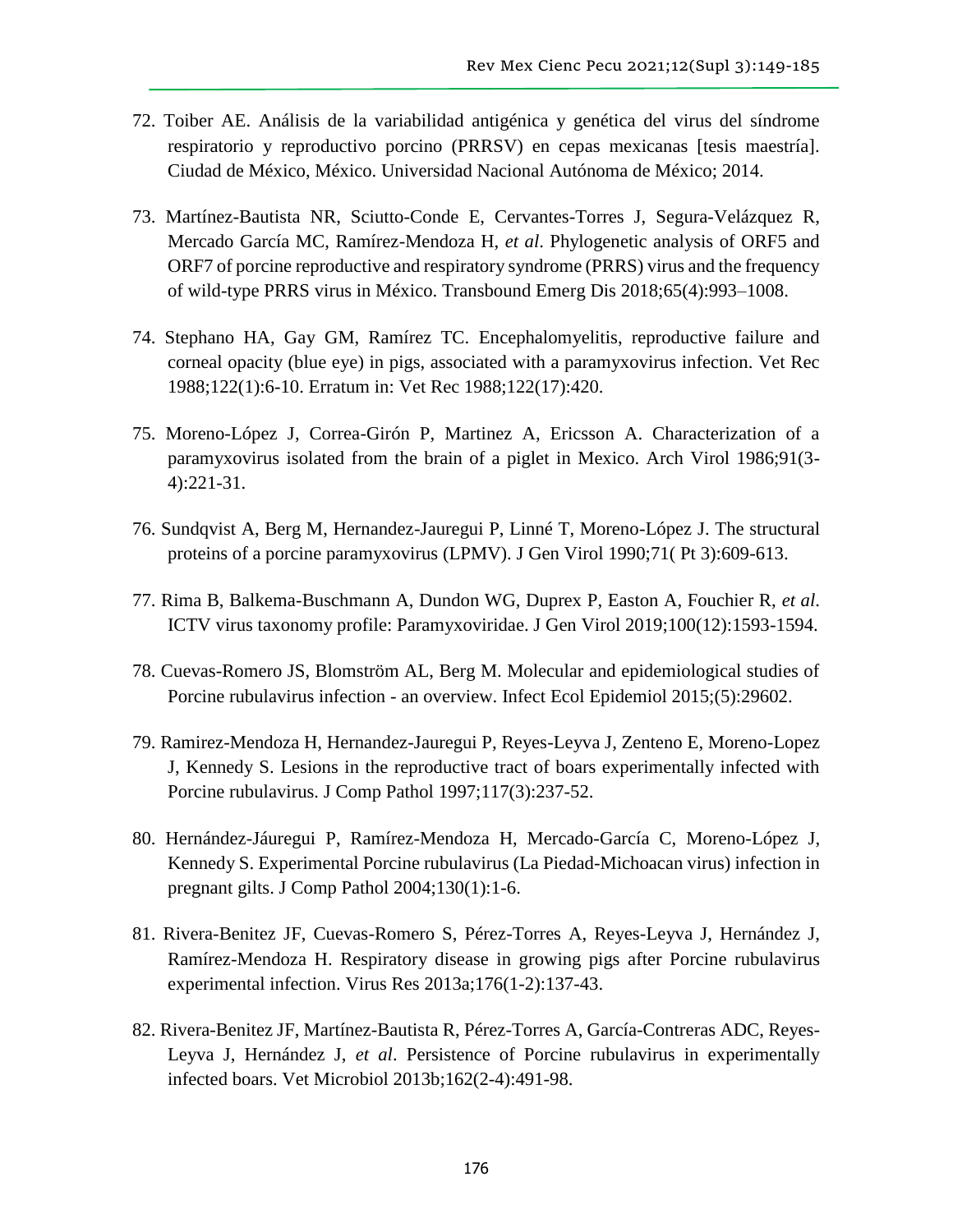72. Toiber AE. Análisis de la variabilidad antigénica y genética del virus del síndrome respiratorio y reproductivo porcino (PRRSV) en cepas mexicanas [tesis maestría]. Ciudad de México, México. Universidad Nacional Autónoma de México; 2014.

73. Martínez-Bautista NR, Sciutto-Conde E, Cervantes-Torres J, Segura-Velázquez R, Mercado García MC, Ramírez-Mendoza H, *et al*. Phylogenetic analysis of ORF5 and ORF7 of porcine reproductive and respiratory syndrome (PRRS) virus and the frequency of wild-type PRRS virus in México. Transbound Emerg Dis 2018;65(4):993–1008.

74. Stephano HA, Gay GM, Ramírez TC. Encephalomyelitis, reproductive failure and corneal opacity (blue eye) in pigs, associated with a paramyxovirus infection. Vet Rec 1988;122(1):6-10. Erratum in: Vet Rec 1988;122(17):420.

75. Moreno-López J, Correa-Girón P, Martinez A, Ericsson A. Characterization of a paramyxovirus isolated from the brain of a piglet in Mexico. Arch Virol 1986;91(3-4):221-31.

76. Sundqvist A, Berg M, Hernandez-Jauregui P, Linné T, Moreno-López J. The structural proteins of a porcine paramyxovirus (LPMV). J Gen Virol 1990;71( Pt 3):609-613.

77. Rima B, Balkema-Buschmann A, Dundon WG, Duprex P, Easton A, Fouchier R, *et al*. ICTV virus taxonomy profile: Paramyxoviridae. J Gen Virol 2019;100(12):1593-1594.

78. Cuevas-Romero JS, Blomström AL, Berg M. Molecular and epidemiological studies of Porcine rubulavirus infection - an overview. Infect Ecol Epidemiol 2015;(5):29602.

79. Ramirez-Mendoza H, Hernandez-Jauregui P, Reyes-Leyva J, Zenteno E, Moreno-Lopez J, Kennedy S. Lesions in the reproductive tract of boars experimentally infected with Porcine rubulavirus. J Comp Pathol 1997;117(3):237-52.

80. Hernández-Jáuregui P, Ramírez-Mendoza H, Mercado-García C, Moreno-López J, Kennedy S. Experimental Porcine rubulavirus (La Piedad-Michoacan virus) infection in pregnant gilts. J Comp Pathol 2004;130(1):1-6.

81. Rivera-Benitez JF, Cuevas-Romero S, Pérez-Torres A, Reyes-Leyva J, Hernández J, Ramírez-Mendoza H. Respiratory disease in growing pigs after Porcine rubulavirus experimental infection. Virus Res 2013a;176(1-2):137-43.

82. Rivera-Benitez JF, Martínez-Bautista R, Pérez-Torres A, García-Contreras ADC, Reyes-Leyva J, Hernández J, *et al*. Persistence of Porcine rubulavirus in experimentally infected boars. Vet Microbiol 2013b;162(2-4):491-98.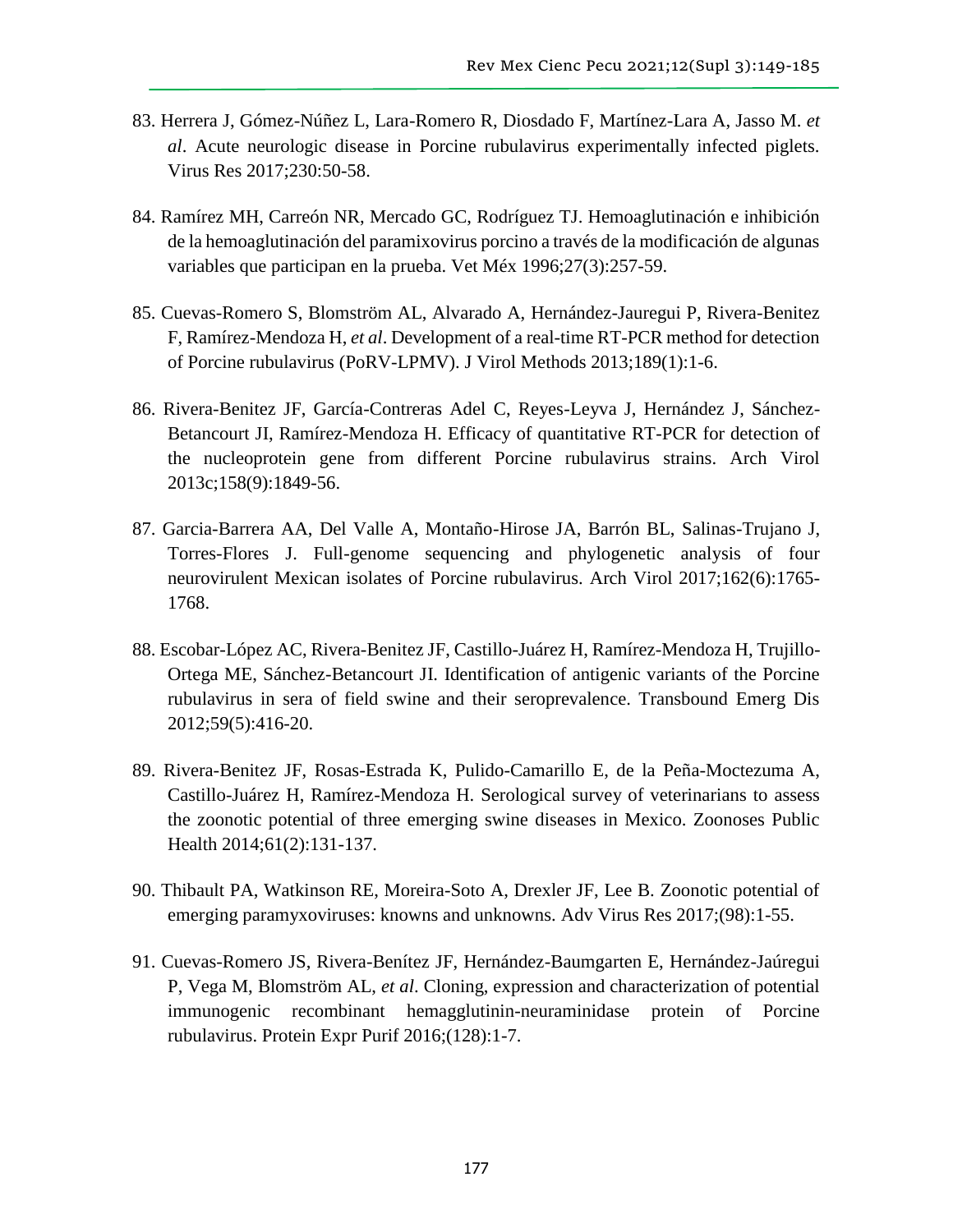83. Herrera J, Gómez-Núñez L, Lara-Romero R, Diosdado F, Martínez-Lara A, Jasso M. *et al*. Acute neurologic disease in Porcine rubulavirus experimentally infected piglets. Virus Res 2017;230:50-58.

84. Ramírez MH, Carreón NR, Mercado GC, Rodríguez TJ. Hemoaglutinación e inhibición de la hemoaglutinación del paramixovirus porcino a través de la modificación de algunas variables que participan en la prueba. Vet Méx 1996;27(3):257-59.

85. Cuevas-Romero S, Blomström AL, Alvarado A, Hernández-Jauregui P, Rivera-Benitez F, Ramírez-Mendoza H, *et al*. Development of a real-time RT-PCR method for detection of Porcine rubulavirus (PoRV-LPMV). J Virol Methods 2013;189(1):1-6.

86. Rivera-Benitez JF, García-Contreras Adel C, Reyes-Leyva J, Hernández J, Sánchez-Betancourt JI, Ramírez-Mendoza H. Efficacy of quantitative RT-PCR for detection of the nucleoprotein gene from different Porcine rubulavirus strains. Arch Virol 2013c;158(9):1849-56.

87. Garcia-Barrera AA, Del Valle A, Montaño-Hirose JA, Barrón BL, Salinas-Trujano J, Torres-Flores J. Full-genome sequencing and phylogenetic analysis of four neurovirulent Mexican isolates of Porcine rubulavirus. Arch Virol 2017;162(6):1765-1768.

88. Escobar-López AC, Rivera-Benitez JF, Castillo-Juárez H, Ramírez-Mendoza H, Trujillo-Ortega ME, Sánchez-Betancourt JI. Identification of antigenic variants of the Porcine rubulavirus in sera of field swine and their seroprevalence. Transbound Emerg Dis 2012;59(5):416-20.

89. Rivera-Benitez JF, Rosas-Estrada K, Pulido-Camarillo E, de la Peña-Moctezuma A, Castillo-Juárez H, Ramírez-Mendoza H. Serological survey of veterinarians to assess the zoonotic potential of three emerging swine diseases in Mexico. Zoonoses Public Health 2014;61(2):131-137.

90. Thibault PA, Watkinson RE, Moreira-Soto A, Drexler JF, Lee B. Zoonotic potential of emerging paramyxoviruses: knowns and unknowns. Adv Virus Res 2017;(98):1-55.

91. Cuevas-Romero JS, Rivera-Benítez JF, Hernández-Baumgarten E, Hernández-Jaúregui P, Vega M, Blomström AL, *et al*. Cloning, expression and characterization of potential immunogenic recombinant hemagglutinin-neuraminidase protein of Porcine rubulavirus. Protein Expr Purif 2016;(128):1-7.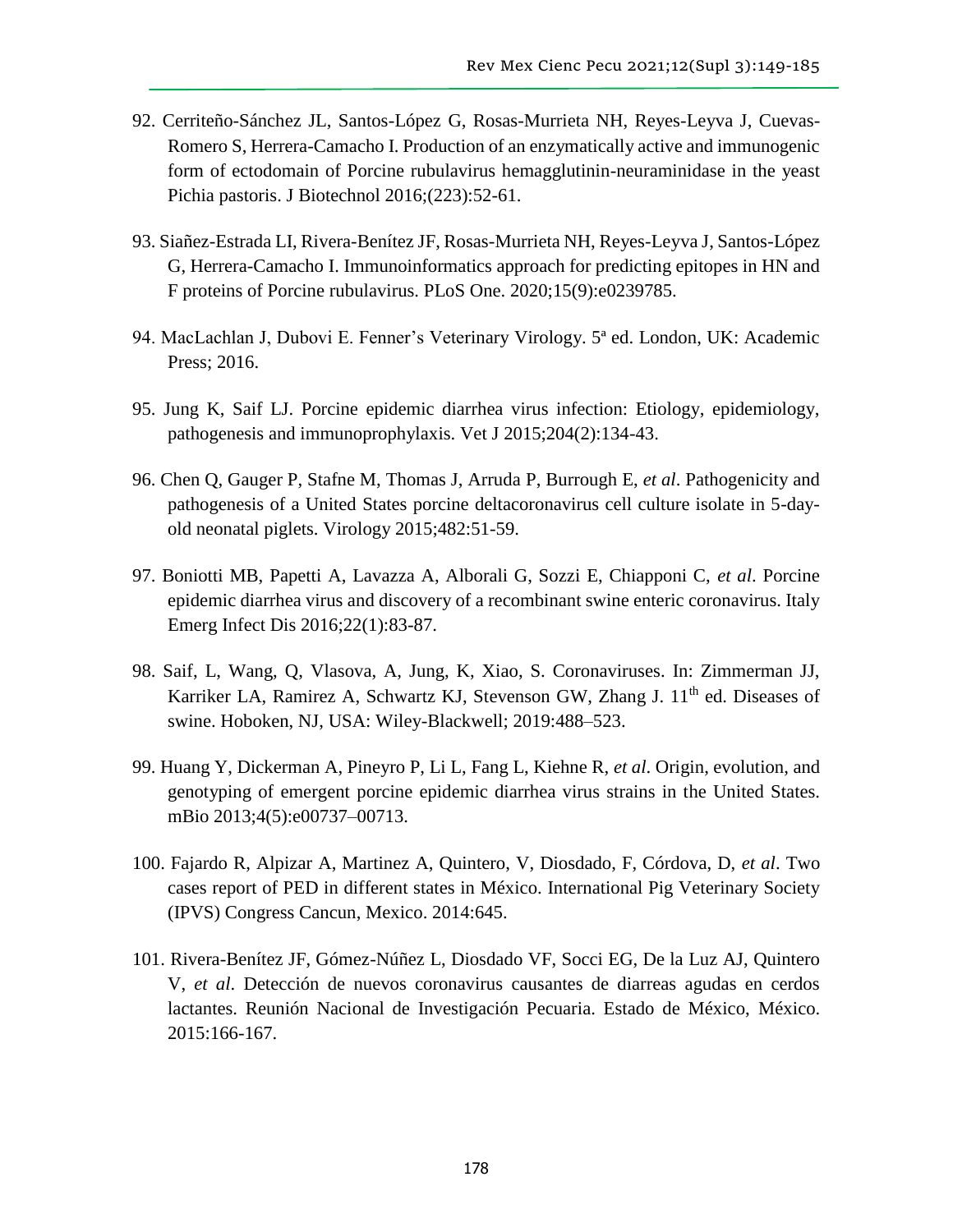92. Cerriteño-Sánchez JL, Santos-López G, Rosas-Murrieta NH, Reyes-Leyva J, Cuevas-Romero S, Herrera-Camacho I. Production of an enzymatically active and immunogenic form of ectodomain of Porcine rubulavirus hemagglutinin-neuraminidase in the yeast Pichia pastoris. J Biotechnol 2016;(223):52-61.

93. Siañez-Estrada LI, Rivera-Benítez JF, Rosas-Murrieta NH, Reyes-Leyva J, Santos-López G, Herrera-Camacho I. Immunoinformatics approach for predicting epitopes in HN and F proteins of Porcine rubulavirus. PLoS One. 2020;15(9):e0239785.

94. MacLachlan J, Dubovi E. Fenner's Veterinary Virology. 5ª ed. London, UK: Academic Press; 2016.

95. Jung K, Saif LJ. Porcine epidemic diarrhea virus infection: Etiology, epidemiology, pathogenesis and immunoprophylaxis. Vet J 2015;204(2):134-43.

96. Chen Q, Gauger P, Stafne M, Thomas J, Arruda P, Burrough E, *et al*. Pathogenicity and pathogenesis of a United States porcine deltacoronavirus cell culture isolate in 5-day-old neonatal piglets. Virology 2015;482:51-59.

97. Boniotti MB, Papetti A, Lavazza A, Alborali G, Sozzi E, Chiapponi C, *et al*. Porcine epidemic diarrhea virus and discovery of a recombinant swine enteric coronavirus. Italy Emerg Infect Dis 2016;22(1):83-87.

98. Saif, L, Wang, Q, Vlasova, A, Jung, K, Xiao, S. Coronaviruses. In: Zimmerman JJ, Karriker LA, Ramirez A, Schwartz KJ, Stevenson GW, Zhang J. 11th ed. Diseases of swine. Hoboken, NJ, USA: Wiley-Blackwell; 2019:488–523.

99. Huang Y, Dickerman A, Pineyro P, Li L, Fang L, Kiehne R, *et al*. Origin, evolution, and genotyping of emergent porcine epidemic diarrhea virus strains in the United States. mBio 2013;4(5):e00737–00713.

100. Fajardo R, Alpizar A, Martinez A, Quintero, V, Diosdado, F, Córdova, D, *et al*. Two cases report of PED in different states in México. International Pig Veterinary Society (IPVS) Congress Cancun, Mexico. 2014:645.

101. Rivera-Benítez JF, Gómez-Núñez L, Diosdado VF, Socci EG, De la Luz AJ, Quintero V, *et al*. Detección de nuevos coronavirus causantes de diarreas agudas en cerdos lactantes. Reunión Nacional de Investigación Pecuaria. Estado de México, México. 2015:166-167.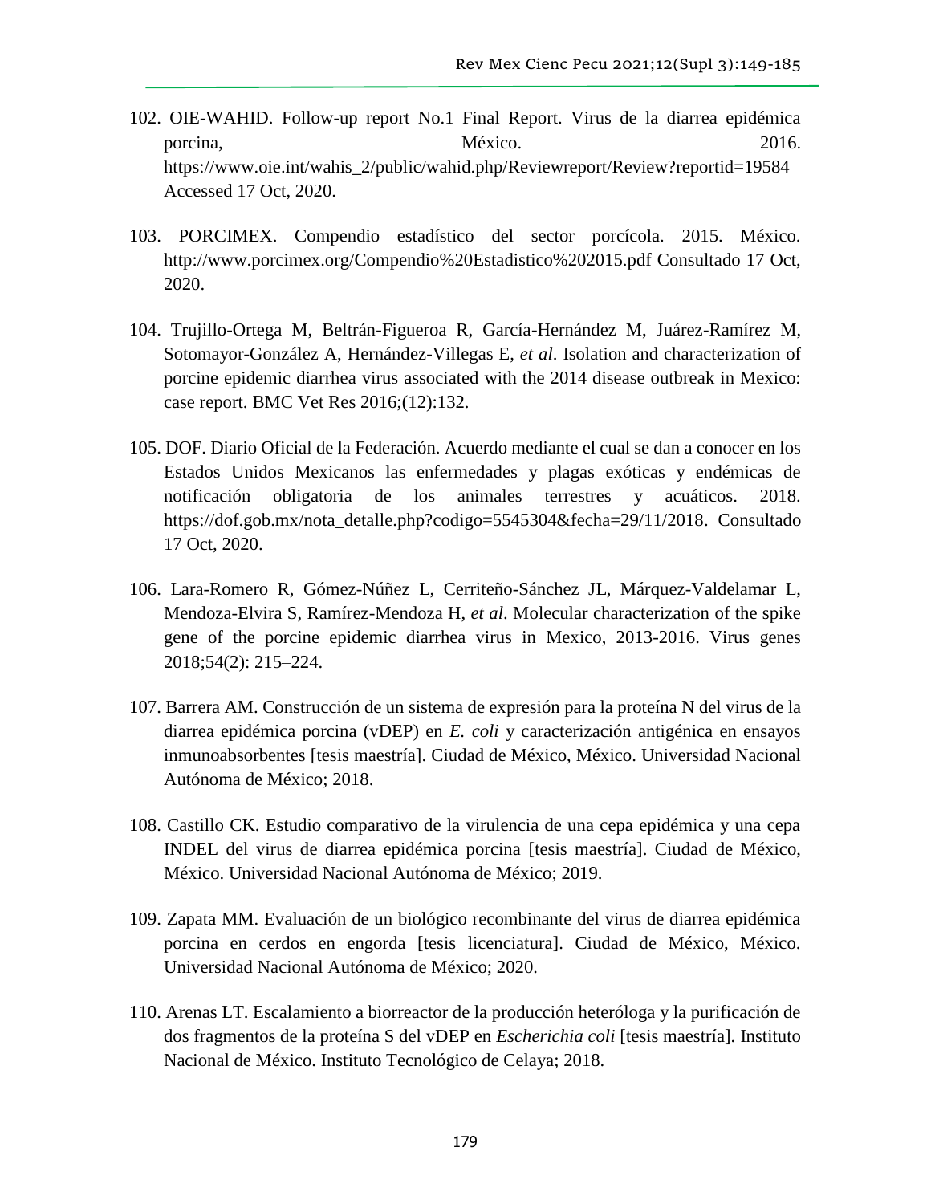102. OIE-WAHID. Follow-up report No.1 Final Report. Virus de la diarrea epidémica porcina, México. 2016. https://www.oie.int/wahis_2/public/wahid.php/Reviewreport/Review?reportid=19584 Accessed 17 Oct, 2020.

103. PORCIMEX. Compendio estadístico del sector porcícola. 2015. México. http://www.porcimex.org/Compendio%20Estadistico%202015.pdf Consultado 17 Oct, 2020.

104. Trujillo-Ortega M, Beltrán-Figueroa R, García-Hernández M, Juárez-Ramírez M, Sotomayor-González A, Hernández-Villegas E, *et al*. Isolation and characterization of porcine epidemic diarrhea virus associated with the 2014 disease outbreak in Mexico: case report. BMC Vet Res 2016;(12):132.

105. DOF. Diario Oficial de la Federación. Acuerdo mediante el cual se dan a conocer en los Estados Unidos Mexicanos las enfermedades y plagas exóticas y endémicas de notificación obligatoria de los animales terrestres y acuáticos. 2018. https://dof.gob.mx/nota_detalle.php?codigo=5545304&fecha=29/11/2018. Consultado 17 Oct, 2020.

106. Lara-Romero R, Gómez-Núñez L, Cerriteño-Sánchez JL, Márquez-Valdelamar L, Mendoza-Elvira S, Ramírez-Mendoza H, *et al*. Molecular characterization of the spike gene of the porcine epidemic diarrhea virus in Mexico, 2013-2016. Virus genes 2018;54(2): 215–224.

107. Barrera AM. Construcción de un sistema de expresión para la proteína N del virus de la diarrea epidémica porcina (vDEP) en *E. coli* y caracterización antigénica en ensayos inmunoabsorbentes [tesis maestría]. Ciudad de México, México. Universidad Nacional Autónoma de México; 2018.

108. Castillo CK. Estudio comparativo de la virulencia de una cepa epidémica y una cepa INDEL del virus de diarrea epidémica porcina [tesis maestría]. Ciudad de México, México. Universidad Nacional Autónoma de México; 2019.

109. Zapata MM. Evaluación de un biológico recombinante del virus de diarrea epidémica porcina en cerdos en engorda [tesis licenciatura]. Ciudad de México, México. Universidad Nacional Autónoma de México; 2020.

110. Arenas LT. Escalamiento a biorreactor de la producción heteróloga y la purificación de dos fragmentos de la proteína S del vDEP en *Escherichia coli* [tesis maestría]. Instituto Nacional de México. Instituto Tecnológico de Celaya; 2018.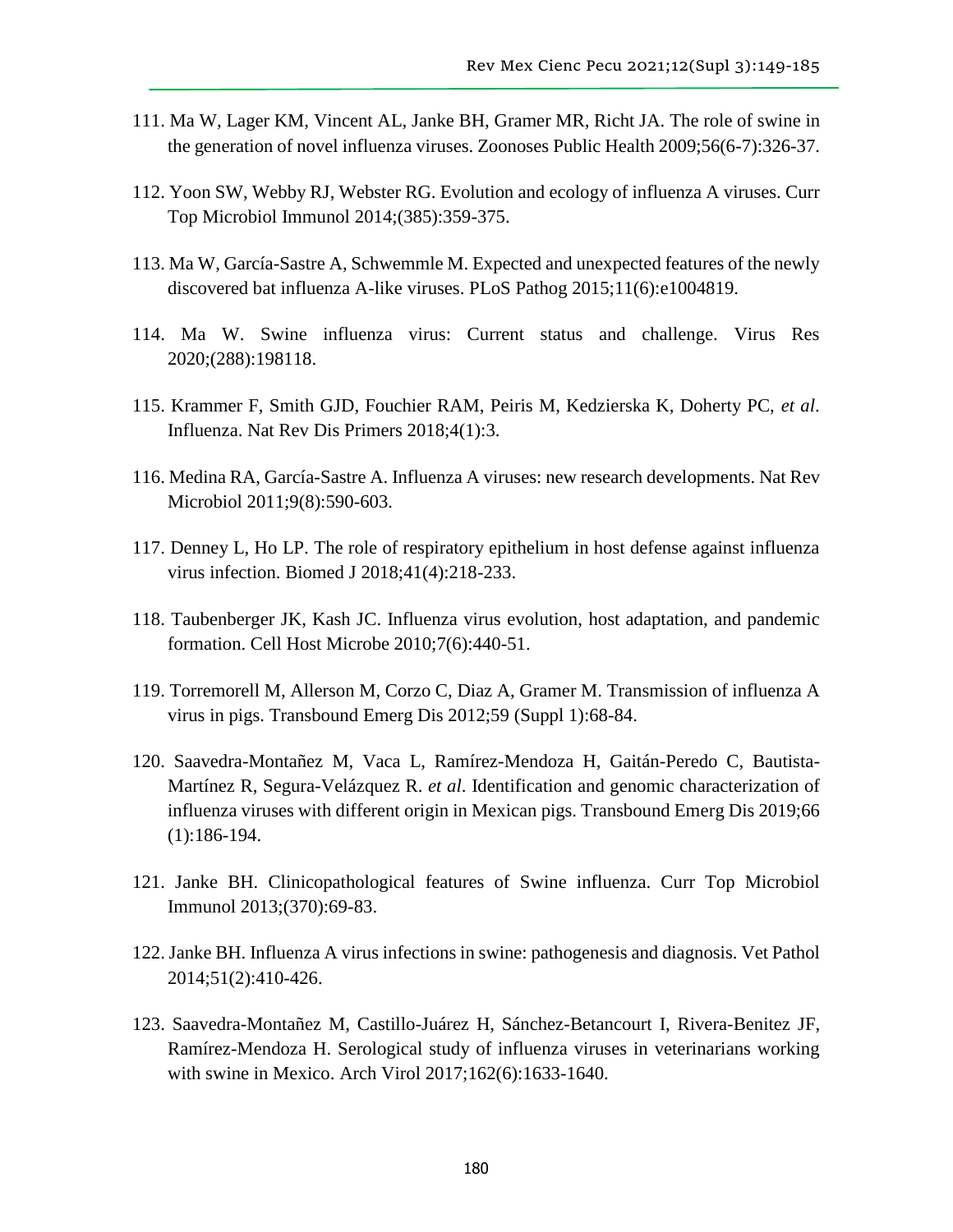111. Ma W, Lager KM, Vincent AL, Janke BH, Gramer MR, Richt JA. The role of swine in the generation of novel influenza viruses. Zoonoses Public Health 2009;56(6-7):326-37.

112. Yoon SW, Webby RJ, Webster RG. Evolution and ecology of influenza A viruses. Curr Top Microbiol Immunol 2014;(385):359-375.

113. Ma W, García-Sastre A, Schwemmle M. Expected and unexpected features of the newly discovered bat influenza A-like viruses. PLoS Pathog 2015;11(6):e1004819.

114. Ma W. Swine influenza virus: Current status and challenge. Virus Res 2020;(288):198118.

115. Krammer F, Smith GJD, Fouchier RAM, Peiris M, Kedzierska K, Doherty PC, *et al*. Influenza. Nat Rev Dis Primers 2018;4(1):3.

116. Medina RA, García-Sastre A. Influenza A viruses: new research developments. Nat Rev Microbiol 2011;9(8):590-603.

117. Denney L, Ho LP. The role of respiratory epithelium in host defense against influenza virus infection. Biomed J 2018;41(4):218-233.

118. Taubenberger JK, Kash JC. Influenza virus evolution, host adaptation, and pandemic formation. Cell Host Microbe 2010;7(6):440-51.

119. Torremorell M, Allerson M, Corzo C, Diaz A, Gramer M. Transmission of influenza A virus in pigs. Transbound Emerg Dis 2012;59 (Suppl 1):68-84.

120. Saavedra-Montañez M, Vaca L, Ramírez-Mendoza H, Gaitán-Peredo C, Bautista-Martínez R, Segura-Velázquez R. *et al*. Identification and genomic characterization of influenza viruses with different origin in Mexican pigs. Transbound Emerg Dis 2019;66 (1):186-194.

121. Janke BH. Clinicopathological features of Swine influenza. Curr Top Microbiol Immunol 2013;(370):69-83.

122. Janke BH. Influenza A virus infections in swine: pathogenesis and diagnosis. Vet Pathol 2014;51(2):410-426.

123. Saavedra-Montañez M, Castillo-Juárez H, Sánchez-Betancourt I, Rivera-Benitez JF, Ramírez-Mendoza H. Serological study of influenza viruses in veterinarians working with swine in Mexico. Arch Virol 2017;162(6):1633-1640.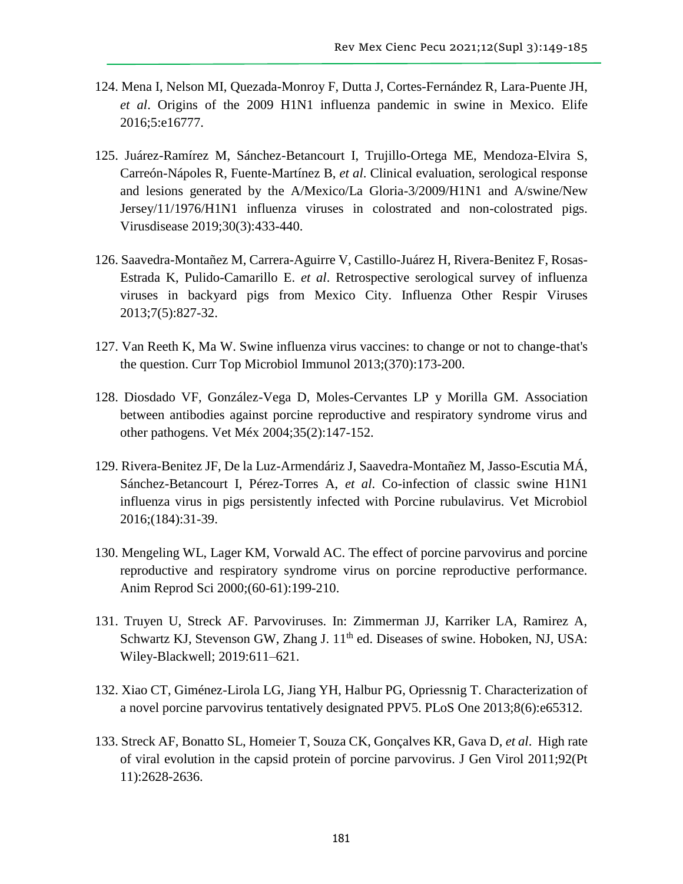124. Mena I, Nelson MI, Quezada-Monroy F, Dutta J, Cortes-Fernández R, Lara-Puente JH, *et al*. Origins of the 2009 H1N1 influenza pandemic in swine in Mexico. Elife 2016;5:e16777.

125. Juárez-Ramírez M, Sánchez-Betancourt I, Trujillo-Ortega ME, Mendoza-Elvira S, Carreón-Nápoles R, Fuente-Martínez B, *et al*. Clinical evaluation, serological response and lesions generated by the A/Mexico/La Gloria-3/2009/H1N1 and A/swine/New Jersey/11/1976/H1N1 influenza viruses in colostrated and non-colostrated pigs. Virusdisease 2019;30(3):433-440.

126. Saavedra-Montañez M, Carrera-Aguirre V, Castillo-Juárez H, Rivera-Benitez F, Rosas-Estrada K, Pulido-Camarillo E. *et al*. Retrospective serological survey of influenza viruses in backyard pigs from Mexico City. Influenza Other Respir Viruses 2013;7(5):827-32.

127. Van Reeth K, Ma W. Swine influenza virus vaccines: to change or not to change-that's the question. Curr Top Microbiol Immunol 2013;(370):173-200.

128. Diosdado VF, González-Vega D, Moles-Cervantes LP y Morilla GM. Association between antibodies against porcine reproductive and respiratory syndrome virus and other pathogens. Vet Méx 2004;35(2):147-152.

129. Rivera-Benitez JF, De la Luz-Armendáriz J, Saavedra-Montañez M, Jasso-Escutia MÁ, Sánchez-Betancourt I, Pérez-Torres A, *et al*. Co-infection of classic swine H1N1 influenza virus in pigs persistently infected with Porcine rubulavirus. Vet Microbiol 2016;(184):31-39.

130. Mengeling WL, Lager KM, Vorwald AC. The effect of porcine parvovirus and porcine reproductive and respiratory syndrome virus on porcine reproductive performance. Anim Reprod Sci 2000;(60-61):199-210.

131. Truyen U, Streck AF. Parvoviruses. In: Zimmerman JJ, Karriker LA, Ramirez A, Schwartz KJ, Stevenson GW, Zhang J. 11th ed. Diseases of swine. Hoboken, NJ, USA: Wiley-Blackwell; 2019:611–621.

132. Xiao CT, Giménez-Lirola LG, Jiang YH, Halbur PG, Opriessnig T. Characterization of a novel porcine parvovirus tentatively designated PPV5. PLoS One 2013;8(6):e65312.

133. Streck AF, Bonatto SL, Homeier T, Souza CK, Gonçalves KR, Gava D, *et al*. High rate of viral evolution in the capsid protein of porcine parvovirus. J Gen Virol 2011;92(Pt 11):2628-2636.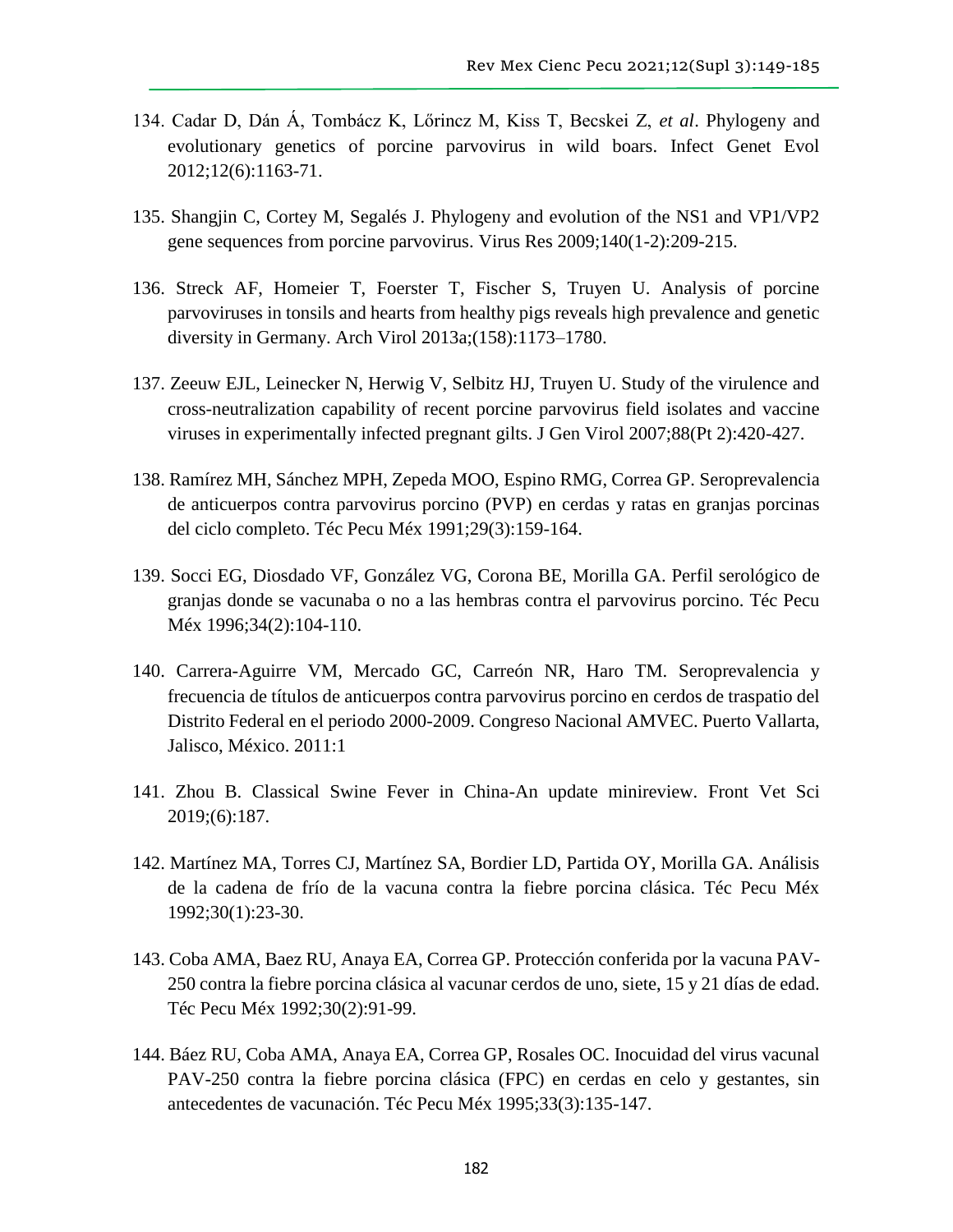134. Cadar D, Dán Á, Tombácz K, Lőrincz M, Kiss T, Becskei Z, *et al*. Phylogeny and evolutionary genetics of porcine parvovirus in wild boars. Infect Genet Evol 2012;12(6):1163-71.

135. Shangjin C, Cortey M, Segalés J. Phylogeny and evolution of the NS1 and VP1/VP2 gene sequences from porcine parvovirus. Virus Res 2009;140(1-2):209-215.

136. Streck AF, Homeier T, Foerster T, Fischer S, Truyen U. Analysis of porcine parvoviruses in tonsils and hearts from healthy pigs reveals high prevalence and genetic diversity in Germany. Arch Virol 2013a;(158):1173–1780.

137. Zeeuw EJL, Leinecker N, Herwig V, Selbitz HJ, Truyen U. Study of the virulence and cross-neutralization capability of recent porcine parvovirus field isolates and vaccine viruses in experimentally infected pregnant gilts. J Gen Virol 2007;88(Pt 2):420-427.

138. Ramírez MH, Sánchez MPH, Zepeda MOO, Espino RMG, Correa GP. Seroprevalencia de anticuerpos contra parvovirus porcino (PVP) en cerdas y ratas en granjas porcinas del ciclo completo. Téc Pecu Méx 1991;29(3):159-164.

139. Socci EG, Diosdado VF, González VG, Corona BE, Morilla GA. Perfil serológico de granjas donde se vacunaba o no a las hembras contra el parvovirus porcino. Téc Pecu Méx 1996;34(2):104-110.

140. Carrera-Aguirre VM, Mercado GC, Carreón NR, Haro TM. Seroprevalencia y frecuencia de títulos de anticuerpos contra parvovirus porcino en cerdos de traspatio del Distrito Federal en el periodo 2000-2009. Congreso Nacional AMVEC. Puerto Vallarta, Jalisco, México. 2011:1

141. Zhou B. Classical Swine Fever in China-An update minireview. Front Vet Sci 2019;(6):187.

142. Martínez MA, Torres CJ, Martínez SA, Bordier LD, Partida OY, Morilla GA. Análisis de la cadena de frío de la vacuna contra la fiebre porcina clásica. Téc Pecu Méx 1992;30(1):23-30.

143. Coba AMA, Baez RU, Anaya EA, Correa GP. Protección conferida por la vacuna PAV-250 contra la fiebre porcina clásica al vacunar cerdos de uno, siete, 15 y 21 días de edad. Téc Pecu Méx 1992;30(2):91-99.

144. Báez RU, Coba AMA, Anaya EA, Correa GP, Rosales OC. Inocuidad del virus vacunal PAV-250 contra la fiebre porcina clásica (FPC) en cerdas en celo y gestantes, sin antecedentes de vacunación. Téc Pecu Méx 1995;33(3):135-147.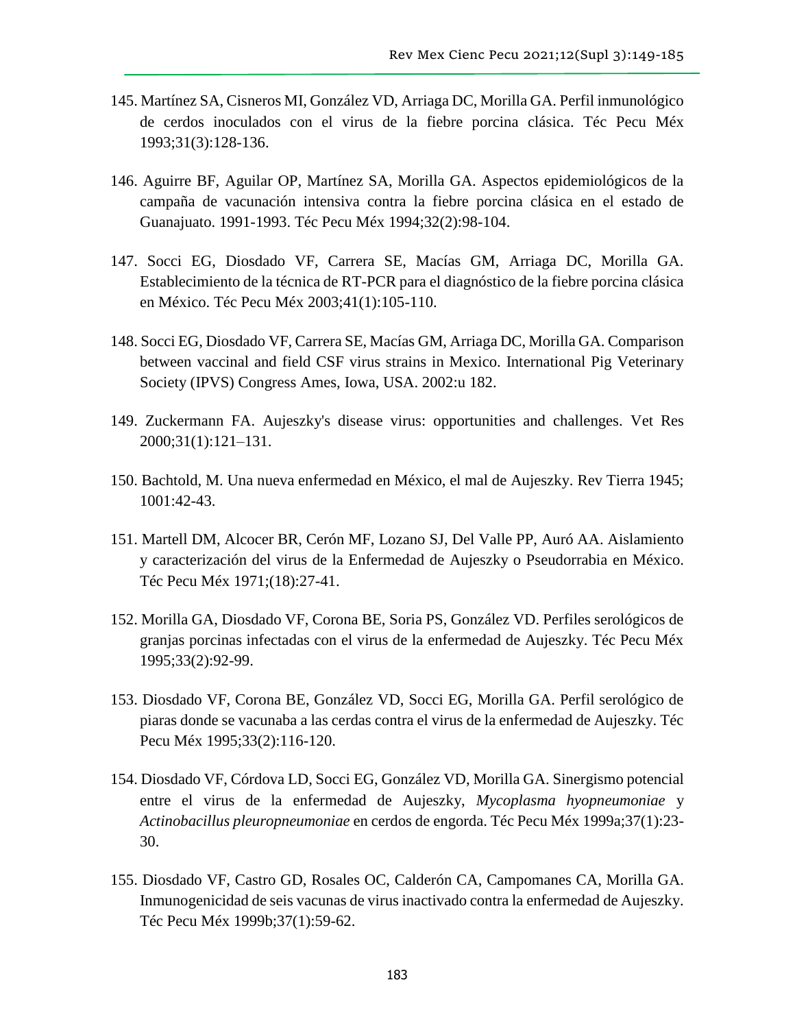145. Martínez SA, Cisneros MI, González VD, Arriaga DC, Morilla GA. Perfil inmunológico de cerdos inoculados con el virus de la fiebre porcina clásica. Téc Pecu Méx 1993;31(3):128-136.

146. Aguirre BF, Aguilar OP, Martínez SA, Morilla GA. Aspectos epidemiológicos de la campaña de vacunación intensiva contra la fiebre porcina clásica en el estado de Guanajuato. 1991-1993. Téc Pecu Méx 1994;32(2):98-104.

147. Socci EG, Diosdado VF, Carrera SE, Macías GM, Arriaga DC, Morilla GA. Establecimiento de la técnica de RT-PCR para el diagnóstico de la fiebre porcina clásica en México. Téc Pecu Méx 2003;41(1):105-110.

148. Socci EG, Diosdado VF, Carrera SE, Macías GM, Arriaga DC, Morilla GA. Comparison between vaccinal and field CSF virus strains in Mexico. International Pig Veterinary Society (IPVS) Congress Ames, Iowa, USA. 2002:u 182.

149. Zuckermann FA. Aujeszky's disease virus: opportunities and challenges. Vet Res 2000;31(1):121–131.

150. Bachtold, M. Una nueva enfermedad en México, el mal de Aujeszky. Rev Tierra 1945; 1001:42-43.

151. Martell DM, Alcocer BR, Cerón MF, Lozano SJ, Del Valle PP, Auró AA. Aislamiento y caracterización del virus de la Enfermedad de Aujeszky o Pseudorrabia en México. Téc Pecu Méx 1971;(18):27-41.

152. Morilla GA, Diosdado VF, Corona BE, Soria PS, González VD. Perfiles serológicos de granjas porcinas infectadas con el virus de la enfermedad de Aujeszky. Téc Pecu Méx 1995;33(2):92-99.

153. Diosdado VF, Corona BE, González VD, Socci EG, Morilla GA. Perfil serológico de piaras donde se vacunaba a las cerdas contra el virus de la enfermedad de Aujeszky. Téc Pecu Méx 1995;33(2):116-120.

154. Diosdado VF, Córdova LD, Socci EG, González VD, Morilla GA. Sinergismo potencial entre el virus de la enfermedad de Aujeszky, *Mycoplasma hyopneumoniae* y *Actinobacillus pleuropneumoniae* en cerdos de engorda. Téc Pecu Méx 1999a;37(1):23-30.

155. Diosdado VF, Castro GD, Rosales OC, Calderón CA, Campomanes CA, Morilla GA. Inmunogenicidad de seis vacunas de virus inactivado contra la enfermedad de Aujeszky. Téc Pecu Méx 1999b;37(1):59-62.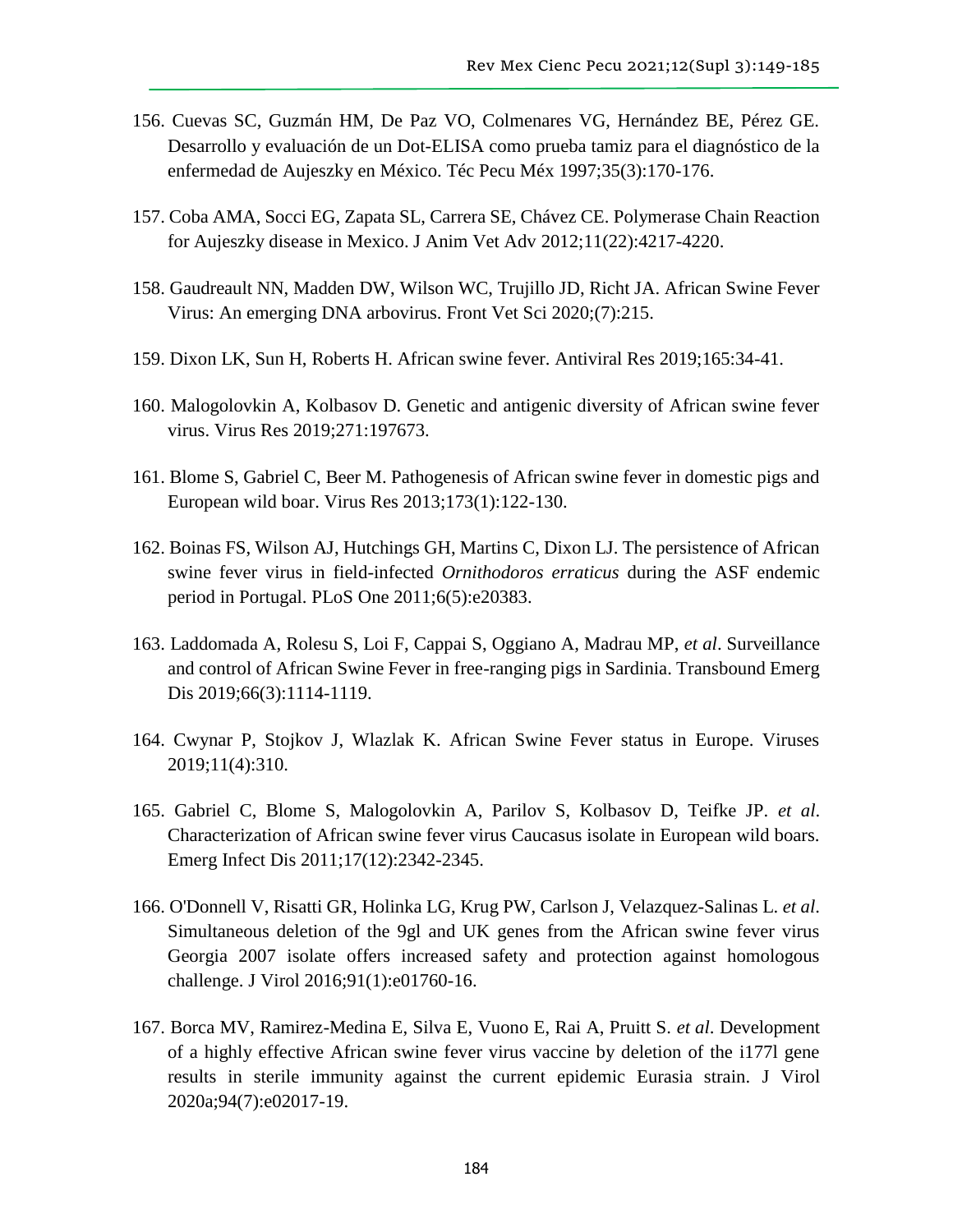156. Cuevas SC, Guzmán HM, De Paz VO, Colmenares VG, Hernández BE, Pérez GE. Desarrollo y evaluación de un Dot-ELISA como prueba tamiz para el diagnóstico de la enfermedad de Aujeszky en México. Téc Pecu Méx 1997;35(3):170-176.

157. Coba AMA, Socci EG, Zapata SL, Carrera SE, Chávez CE. Polymerase Chain Reaction for Aujeszky disease in Mexico. J Anim Vet Adv 2012;11(22):4217-4220.

158. Gaudreault NN, Madden DW, Wilson WC, Trujillo JD, Richt JA. African Swine Fever Virus: An emerging DNA arbovirus. Front Vet Sci 2020;(7):215.

159. Dixon LK, Sun H, Roberts H. African swine fever. Antiviral Res 2019;165:34-41.

160. Malogolovkin A, Kolbasov D. Genetic and antigenic diversity of African swine fever virus. Virus Res 2019;271:197673.

161. Blome S, Gabriel C, Beer M. Pathogenesis of African swine fever in domestic pigs and European wild boar. Virus Res 2013;173(1):122-130.

162. Boinas FS, Wilson AJ, Hutchings GH, Martins C, Dixon LJ. The persistence of African swine fever virus in field-infected *Ornithodoros erraticus* during the ASF endemic period in Portugal. PLoS One 2011;6(5):e20383.

163. Laddomada A, Rolesu S, Loi F, Cappai S, Oggiano A, Madrau MP, *et al*. Surveillance and control of African Swine Fever in free-ranging pigs in Sardinia. Transbound Emerg Dis 2019;66(3):1114-1119.

164. Cwynar P, Stojkov J, Wlazlak K. African Swine Fever status in Europe. Viruses 2019;11(4):310.

165. Gabriel C, Blome S, Malogolovkin A, Parilov S, Kolbasov D, Teifke JP. *et al*. Characterization of African swine fever virus Caucasus isolate in European wild boars. Emerg Infect Dis 2011;17(12):2342-2345.

166. O'Donnell V, Risatti GR, Holinka LG, Krug PW, Carlson J, Velazquez-Salinas L. *et al*. Simultaneous deletion of the 9gl and UK genes from the African swine fever virus Georgia 2007 isolate offers increased safety and protection against homologous challenge. J Virol 2016;91(1):e01760-16.

167. Borca MV, Ramirez-Medina E, Silva E, Vuono E, Rai A, Pruitt S. *et al*. Development of a highly effective African swine fever virus vaccine by deletion of the i177l gene results in sterile immunity against the current epidemic Eurasia strain. J Virol 2020a;94(7):e02017-19.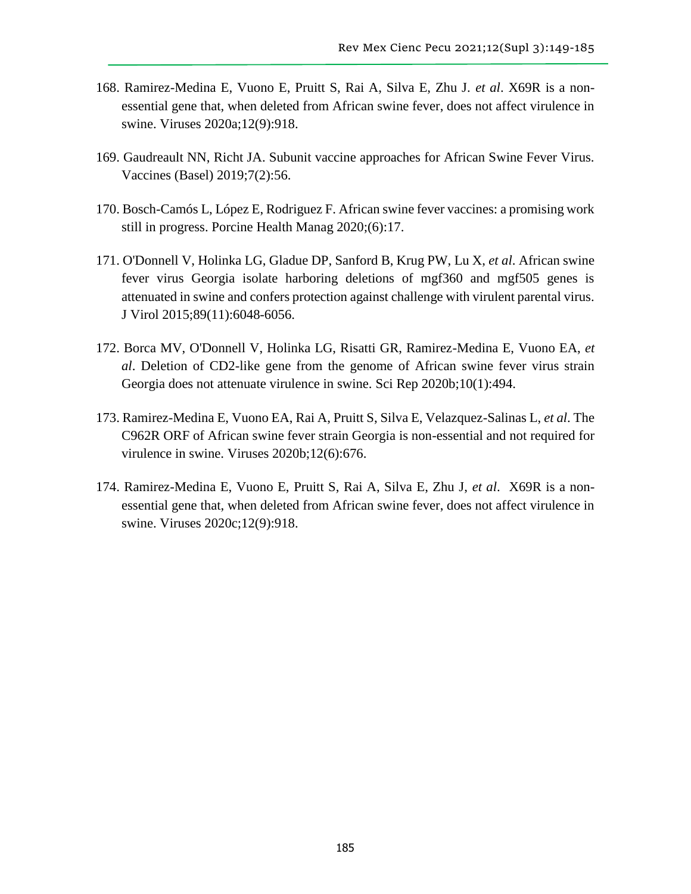168. Ramirez-Medina E, Vuono E, Pruitt S, Rai A, Silva E, Zhu J. *et al*. X69R is a non-essential gene that, when deleted from African swine fever, does not affect virulence in swine. Viruses 2020a;12(9):918.

169. Gaudreault NN, Richt JA. Subunit vaccine approaches for African Swine Fever Virus. Vaccines (Basel) 2019;7(2):56.

170. Bosch-Camós L, López E, Rodriguez F. African swine fever vaccines: a promising work still in progress. Porcine Health Manag 2020;(6):17.

171. O'Donnell V, Holinka LG, Gladue DP, Sanford B, Krug PW, Lu X, *et al*. African swine fever virus Georgia isolate harboring deletions of mgf360 and mgf505 genes is attenuated in swine and confers protection against challenge with virulent parental virus. J Virol 2015;89(11):6048-6056.

172. Borca MV, O'Donnell V, Holinka LG, Risatti GR, Ramirez-Medina E, Vuono EA, *et al*. Deletion of CD2-like gene from the genome of African swine fever virus strain Georgia does not attenuate virulence in swine. Sci Rep 2020b;10(1):494.

173. Ramirez-Medina E, Vuono EA, Rai A, Pruitt S, Silva E, Velazquez-Salinas L, *et al*. The C962R ORF of African swine fever strain Georgia is non-essential and not required for virulence in swine. Viruses 2020b;12(6):676.

174. Ramirez-Medina E, Vuono E, Pruitt S, Rai A, Silva E, Zhu J, *et al*. X69R is a non-essential gene that, when deleted from African swine fever, does not affect virulence in swine. Viruses 2020c;12(9):918.